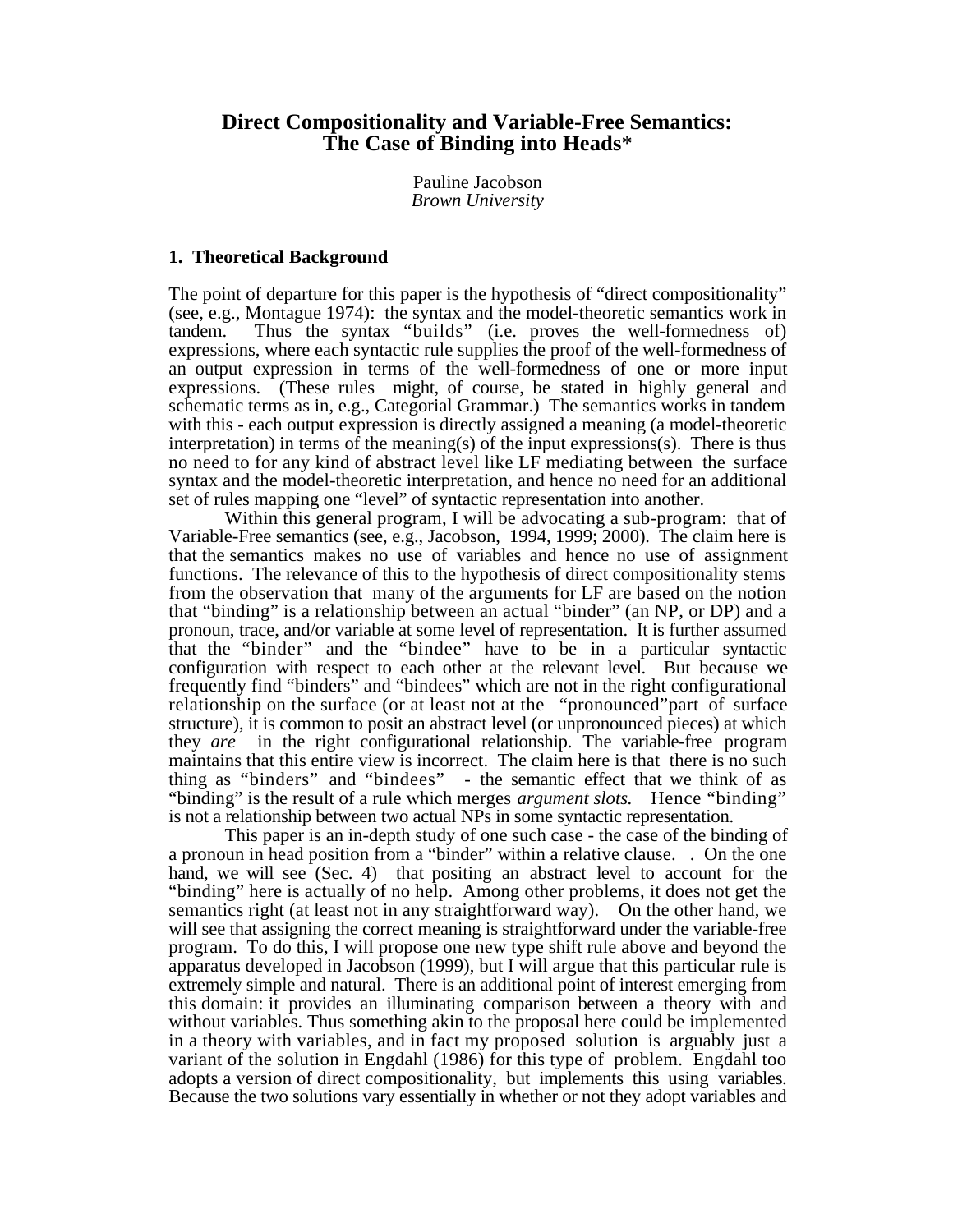# Direct Compositionality and Variable-Free Semantics: The Case of Binding into Heads*

Pauline Jacobson
*Brown University*

## 1. Theoretical Background

The point of departure for this paper is the hypothesis of "direct compositionality" (see, e.g., Montague 1974): the syntax and the model-theoretic semantics work in tandem. Thus the syntax "builds" (i.e. proves the well-formedness of) expressions, where each syntactic rule supplies the proof of the well-formedness of an output expression in terms of the well-formedness of one or more input expressions. (These rules might, of course, be stated in highly general and schematic terms as in, e.g., Categorial Grammar.) The semantics works in tandem with this - each output expression is directly assigned a meaning (a model-theoretic interpretation) in terms of the meaning(s) of the input expressions(s). There is thus no need to for any kind of abstract level like LF mediating between the surface syntax and the model-theoretic interpretation, and hence no need for an additional set of rules mapping one "level" of syntactic representation into another.

Within this general program, I will be advocating a sub-program: that of Variable-Free semantics (see, e.g., Jacobson, 1994, 1999; 2000). The claim here is that the semantics makes no use of variables and hence no use of assignment functions. The relevance of this to the hypothesis of direct compositionality stems from the observation that many of the arguments for LF are based on the notion that "binding" is a relationship between an actual "binder" (an NP, or DP) and a pronoun, trace, and/or variable at some level of representation. It is further assumed that the "binder" and the "bindee" have to be in a particular syntactic configuration with respect to each other at the relevant level. But because we frequently find "binders" and "bindees" which are not in the right configurational relationship on the surface (or at least not at the "pronounced"part of surface structure), it is common to posit an abstract level (or unpronounced pieces) at which they *are* in the right configurational relationship. The variable-free program maintains that this entire view is incorrect. The claim here is that there is no such thing as "binders" and "bindees" - the semantic effect that we think of as "binding" is the result of a rule which merges *argument slots.* Hence "binding" is not a relationship between two actual NPs in some syntactic representation.

This paper is an in-depth study of one such case - the case of the binding of a pronoun in head position from a "binder" within a relative clause. . On the one hand, we will see (Sec. 4) that positing an abstract level to account for the "binding" here is actually of no help. Among other problems, it does not get the semantics right (at least not in any straightforward way). On the other hand, we will see that assigning the correct meaning is straightforward under the variable-free program. To do this, I will propose one new type shift rule above and beyond the apparatus developed in Jacobson (1999), but I will argue that this particular rule is extremely simple and natural. There is an additional point of interest emerging from this domain: it provides an illuminating comparison between a theory with and without variables. Thus something akin to the proposal here could be implemented in a theory with variables, and in fact my proposed solution is arguably just a variant of the solution in Engdahl (1986) for this type of problem. Engdahl too adopts a version of direct compositionality, but implements this using variables. Because the two solutions vary essentially in whether or not they adopt variables and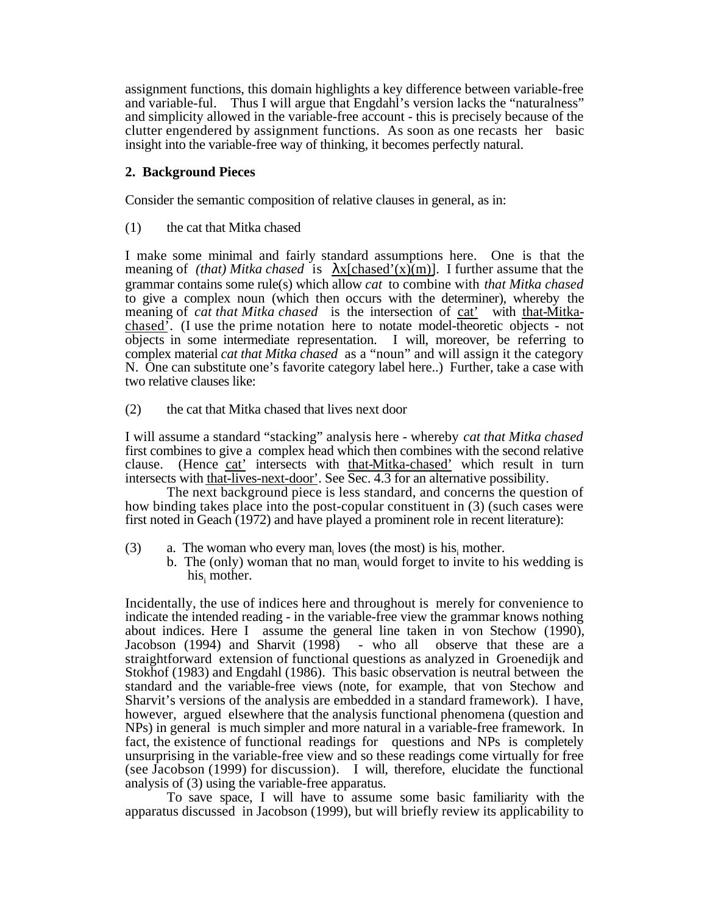assignment functions, this domain highlights a key difference between variable-free and variable-ful. Thus I will argue that Engdahl's version lacks the "naturalness" and simplicity allowed in the variable-free account - this is precisely because of the clutter engendered by assignment functions. As soon as one recasts her basic insight into the variable-free way of thinking, it becomes perfectly natural.

## 2. Background Pieces

Consider the semantic composition of relative clauses in general, as in:

(1) the cat that Mitka chased

I make some minimal and fairly standard assumptions here. One is that the meaning of *(that) Mitka chased* is <u>λx[chased'(x)(m)]</u>. I further assume that the grammar contains some rule(s) which allow *cat* to combine with *that Mitka chased* to give a complex noun (which then occurs with the determiner), whereby the meaning of *cat that Mitka chased* is the intersection of <u>cat'</u> with <u>that-Mitka-chased'</u>. (I use the prime notation here to notate model-theoretic objects - not objects in some intermediate representation. I will, moreover, be referring to complex material *cat that Mitka chased* as a "noun" and will assign it the category N. One can substitute one's favorite category label here..) Further, take a case with two relative clauses like:

(2) the cat that Mitka chased that lives next door

I will assume a standard "stacking" analysis here - whereby *cat that Mitka chased* first combines to give a complex head which then combines with the second relative clause. (Hence <u>cat'</u> intersects with <u>that-Mitka-chased'</u> which result in turn intersects with <u>that-lives-next-door'</u>. See Sec. 4.3 for an alternative possibility.

The next background piece is less standard, and concerns the question of how binding takes place into the post-copular constituent in (3) (such cases were first noted in Geach (1972) and have played a prominent role in recent literature):

(3) a. The woman who every $\text{man}_i$ loves (the most) is $\text{his}_i$ mother.
  b. The (only) woman that no $\text{man}_i$ would forget to invite to his wedding is $\text{his}_i$ mother.

Incidentally, the use of indices here and throughout is merely for convenience to indicate the intended reading - in the variable-free view the grammar knows nothing about indices. Here I assume the general line taken in von Stechow (1990), Jacobson (1994) and Sharvit (1998) - who all observe that these are a straightforward extension of functional questions as analyzed in Groenedijk and Stokhof (1983) and Engdahl (1986). This basic observation is neutral between the standard and the variable-free views (note, for example, that von Stechow and Sharvit's versions of the analysis are embedded in a standard framework). I have, however, argued elsewhere that the analysis functional phenomena (question and NPs) in general is much simpler and more natural in a variable-free framework. In fact, the existence of functional readings for questions and NPs is completely unsurprising in the variable-free view and so these readings come virtually for free (see Jacobson (1999) for discussion). I will, therefore, elucidate the functional analysis of (3) using the variable-free apparatus.

To save space, I will have to assume some basic familiarity with the apparatus discussed in Jacobson (1999), but will briefly review its applicability to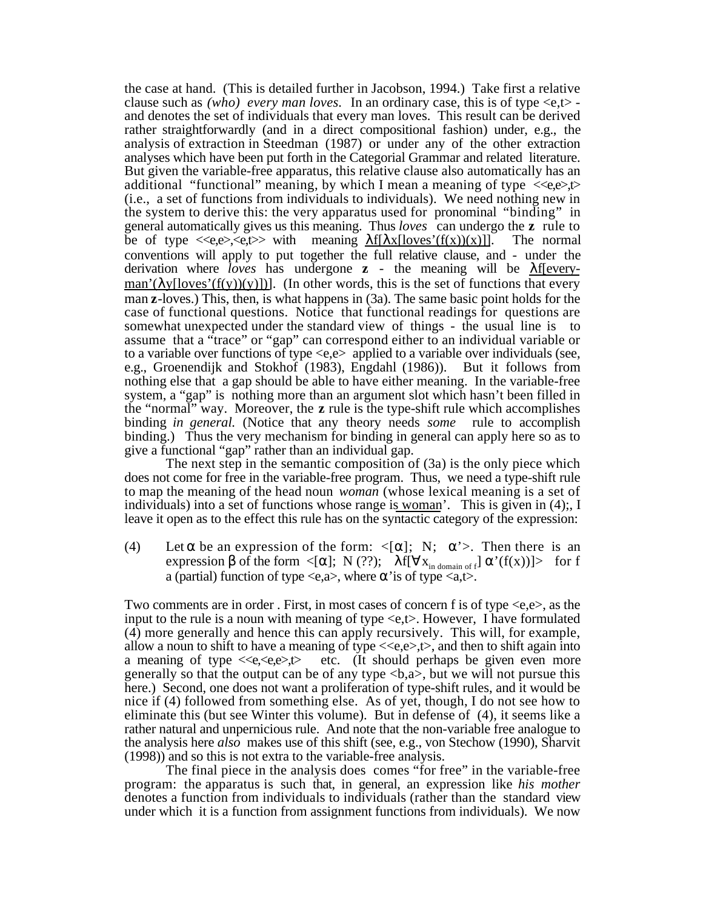the case at hand. (This is detailed further in Jacobson, 1994.) Take first a relative clause such as *(who) every man loves*. In an ordinary case, this is of type <e,t> - and denotes the set of individuals that every man loves. This result can be derived rather straightforwardly (and in a direct compositional fashion) under, e.g., the analysis of extraction in Steedman (1987) or under any of the other extraction analyses which have been put forth in the Categorial Grammar and related literature. But given the variable-free apparatus, this relative clause also automatically has an additional "functional" meaning, by which I mean a meaning of type <<e,e>,t> (i.e., a set of functions from individuals to individuals). We need nothing new in the system to derive this: the very apparatus used for pronominal "binding" in general automatically gives us this meaning. Thus *loves* can undergo the **z** rule to be of type <<e,e>,<e,t>> with meaning $\lambda f[\lambda x[\text{loves}'(f(x))(x)]]$. The normal conventions will apply to put together the full relative clause, and - under the derivation where *loves* has undergone **z** - the meaning will be $\lambda f[\text{every-man}'(\lambda y[\text{loves}'(f(y))(y)])]$. (In other words, this is the set of functions that every man **z**-loves.) This, then, is what happens in (3a). The same basic point holds for the case of functional questions. Notice that functional readings for questions are somewhat unexpected under the standard view of things - the usual line is to assume that a "trace" or "gap" can correspond either to an individual variable or to a variable over functions of type <e,e> applied to a variable over individuals (see, e.g., Groenendijk and Stokhof (1983), Engdahl (1986)). But it follows from nothing else that a gap should be able to have either meaning. In the variable-free system, a "gap" is nothing more than an argument slot which hasn't been filled in the "normal" way. Moreover, the **z** rule is the type-shift rule which accomplishes binding *in general.* (Notice that any theory needs *some* rule to accomplish binding.) Thus the very mechanism for binding in general can apply here so as to give a functional "gap" rather than an individual gap.

The next step in the semantic composition of (3a) is the only piece which does not come for free in the variable-free program. Thus, we need a type-shift rule to map the meaning of the head noun *woman* (whose lexical meaning is a set of individuals) into a set of functions whose range is woman'. This is given in (4);, I leave it open as to the effect this rule has on the syntactic category of the expression:

(4) Let $\alpha$ be an expression of the form: <[$\alpha$]; N; $\alpha$'>. Then there is an expression $\beta$ of the form <[$\alpha$]; N (??); $\lambda f[\forall x_{\text{in domain of } f}]\, \alpha'(f(x))]$> for f a (partial) function of type <e,a>, where $\alpha$'is of type <a,t>.

Two comments are in order . First, in most cases of concern f is of type <e,e>, as the input to the rule is a noun with meaning of type <e,t>. However, I have formulated (4) more generally and hence this can apply recursively. This will, for example, allow a noun to shift to have a meaning of type <<e,e>,t>, and then to shift again into a meaning of type <<e,<e,e>,t> etc. (It should perhaps be given even more generally so that the output can be of any type <b,a>, but we will not pursue this here.) Second, one does not want a proliferation of type-shift rules, and it would be nice if (4) followed from something else. As of yet, though, I do not see how to eliminate this (but see Winter this volume). But in defense of (4), it seems like a rather natural and unpernicious rule. And note that the non-variable free analogue to the analysis here *also* makes use of this shift (see, e.g., von Stechow (1990), Sharvit (1998)) and so this is not extra to the variable-free analysis.

The final piece in the analysis does comes "for free" in the variable-free program: the apparatus is such that, in general, an expression like *his mother* denotes a function from individuals to individuals (rather than the standard view under which it is a function from assignment functions from individuals). We now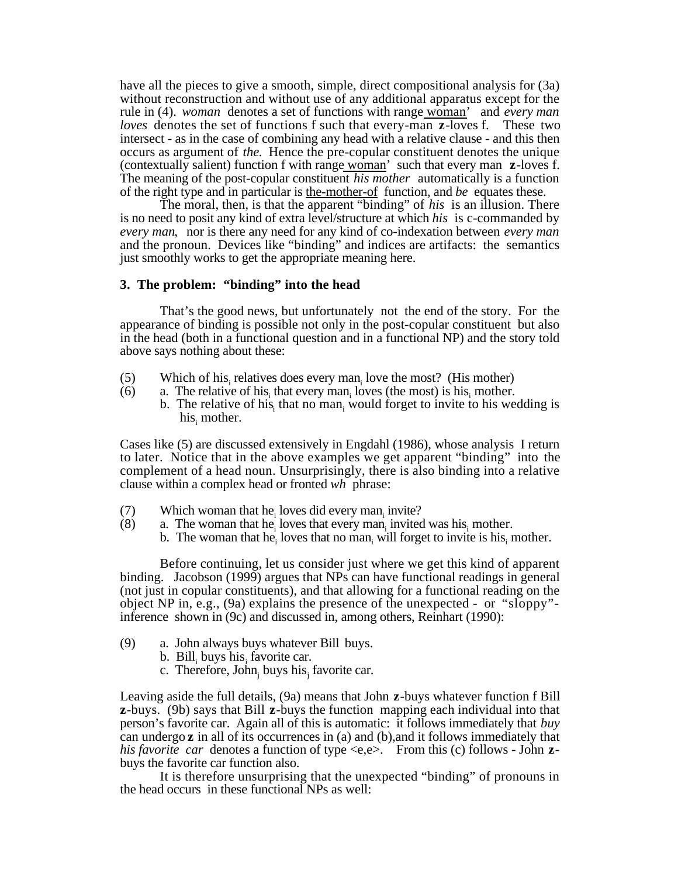have all the pieces to give a smooth, simple, direct compositional analysis for (3a) without reconstruction and without use of any additional apparatus except for the rule in (4). *woman* denotes a set of functions with range woman' and *every man loves* denotes the set of functions f such that every-man **z**-loves f. These two intersect - as in the case of combining any head with a relative clause - and this then occurs as argument of *the.* Hence the pre-copular constituent denotes the unique (contextually salient) function f with range woman' such that every man **z**-loves f. The meaning of the post-copular constituent *his mother* automatically is a function of the right type and in particular is the-mother-of function, and *be* equates these.

The moral, then, is that the apparent "binding" of *his* is an illusion. There is no need to posit any kind of extra level/structure at which *his* is c-commanded by *every man,* nor is there any need for any kind of co-indexation between *every man* and the pronoun. Devices like "binding" and indices are artifacts: the semantics just smoothly works to get the appropriate meaning here.

### 3. The problem: "binding" into the head

That's the good news, but unfortunately not the end of the story. For the appearance of binding is possible not only in the post-copular constituent but also in the head (both in a functional question and in a functional NP) and the story told above says nothing about these:

(5) Which of $\text{his}_i$ relatives does every $\text{man}_i$ love the most? (His mother)

(6) a. The relative of $\text{his}_i$ that every $\text{man}_i$ loves (the most) is $\text{his}_i$ mother.
    b. The relative of $\text{his}_i$ that no $\text{man}_i$ would forget to invite to his wedding is $\text{his}_i$ mother.

Cases like (5) are discussed extensively in Engdahl (1986), whose analysis I return to later. Notice that in the above examples we get apparent "binding" into the complement of a head noun. Unsurprisingly, there is also binding into a relative clause within a complex head or fronted *wh* phrase:

(7) Which woman that $\text{he}_i$ loves did every $\text{man}_i$ invite?

(8) a. The woman that $\text{he}_i$ loves that every $\text{man}_i$ invited was $\text{his}_i$ mother.
    b. The woman that $\text{he}_i$ loves that no $\text{man}_i$ will forget to invite is $\text{his}_i$ mother.

Before continuing, let us consider just where we get this kind of apparent binding. Jacobson (1999) argues that NPs can have functional readings in general (not just in copular constituents), and that allowing for a functional reading on the object NP in, e.g., (9a) explains the presence of the unexpected - or "sloppy"- inference shown in (9c) and discussed in, among others, Reinhart (1990):

(9) a. John always buys whatever Bill buys.
    b. $\text{Bill}_i$ buys $\text{his}_i$ favorite car.
    c. Therefore, $\text{John}_j$ buys $\text{his}_j$ favorite car.

Leaving aside the full details, (9a) means that John **z**-buys whatever function f Bill **z**-buys. (9b) says that Bill **z**-buys the function mapping each individual into that person's favorite car. Again all of this is automatic: it follows immediately that *buy* can undergo **z** in all of its occurrences in (a) and (b),and it follows immediately that *his favorite car* denotes a function of type <e,e>. From this (c) follows - John **z**-buys the favorite car function also.

It is therefore unsurprising that the unexpected "binding" of pronouns in the head occurs in these functional NPs as well: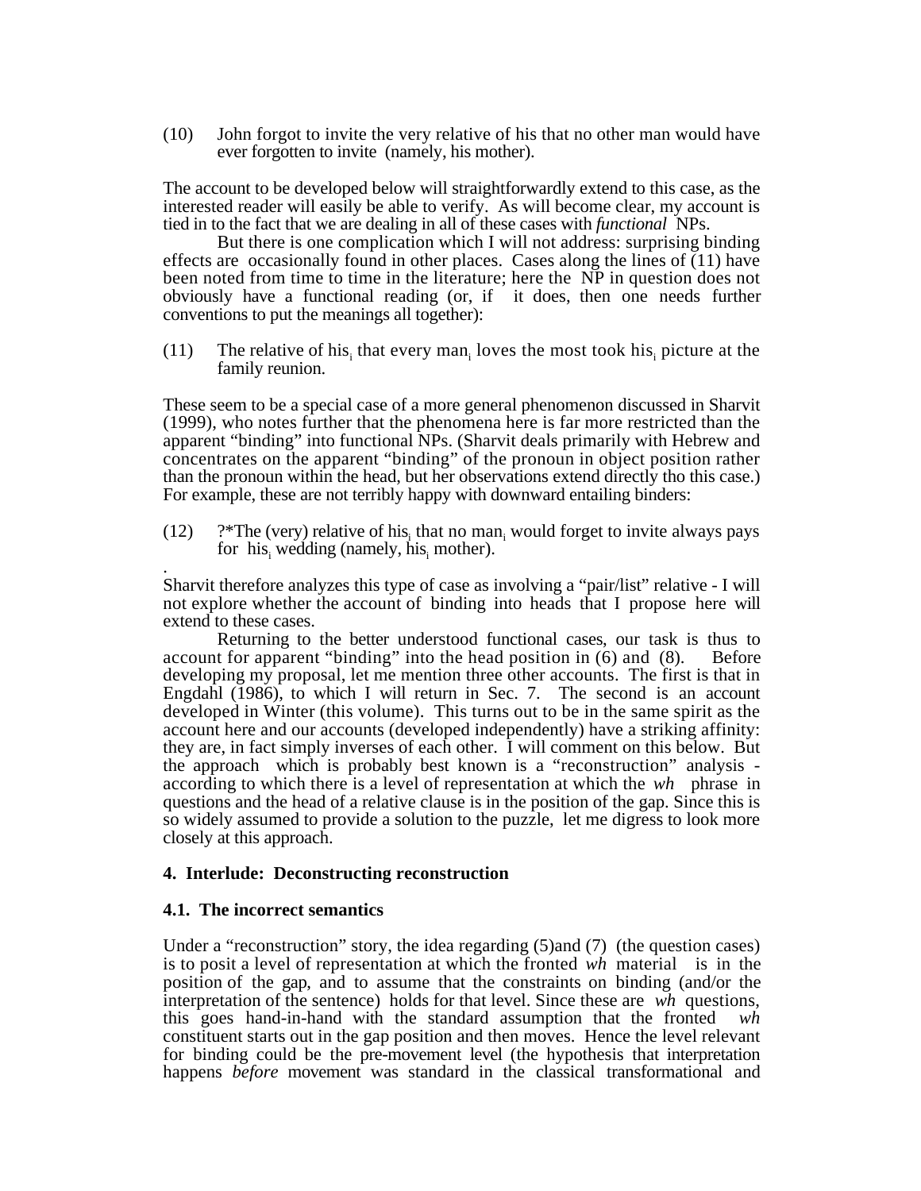(10) John forgot to invite the very relative of his that no other man would have ever forgotten to invite (namely, his mother).

The account to be developed below will straightforwardly extend to this case, as the interested reader will easily be able to verify. As will become clear, my account is tied in to the fact that we are dealing in all of these cases with *functional* NPs.

But there is one complication which I will not address: surprising binding effects are occasionally found in other places. Cases along the lines of (11) have been noted from time to time in the literature; here the NP in question does not obviously have a functional reading (or, if it does, then one needs further conventions to put the meanings all together):

(11) The relative of $his_i$ that every $man_i$ loves the most took $his_i$ picture at the family reunion.

These seem to be a special case of a more general phenomenon discussed in Sharvit (1999), who notes further that the phenomena here is far more restricted than the apparent "binding" into functional NPs. (Sharvit deals primarily with Hebrew and concentrates on the apparent "binding" of the pronoun in object position rather than the pronoun within the head, but her observations extend directly tho this case.) For example, these are not terribly happy with downward entailing binders:

(12) ?*The (very) relative of $his_i$ that no $man_i$ would forget to invite always pays for $his_i$ wedding (namely, $his_i$ mother).

.

Sharvit therefore analyzes this type of case as involving a "pair/list" relative - I will not explore whether the account of binding into heads that I propose here will extend to these cases.

Returning to the better understood functional cases, our task is thus to account for apparent "binding" into the head position in (6) and (8). Before developing my proposal, let me mention three other accounts. The first is that in Engdahl (1986), to which I will return in Sec. 7. The second is an account developed in Winter (this volume). This turns out to be in the same spirit as the account here and our accounts (developed independently) have a striking affinity: they are, in fact simply inverses of each other. I will comment on this below. But the approach which is probably best known is a "reconstruction" analysis - according to which there is a level of representation at which the *wh* phrase in questions and the head of a relative clause is in the position of the gap. Since this is so widely assumed to provide a solution to the puzzle, let me digress to look more closely at this approach.

## 4. Interlude: Deconstructing reconstruction

### 4.1. The incorrect semantics

Under a "reconstruction" story, the idea regarding (5)and (7) (the question cases) is to posit a level of representation at which the fronted *wh* material is in the position of the gap, and to assume that the constraints on binding (and/or the interpretation of the sentence) holds for that level. Since these are *wh* questions, this goes hand-in-hand with the standard assumption that the fronted *wh* constituent starts out in the gap position and then moves. Hence the level relevant for binding could be the pre-movement level (the hypothesis that interpretation happens *before* movement was standard in the classical transformational and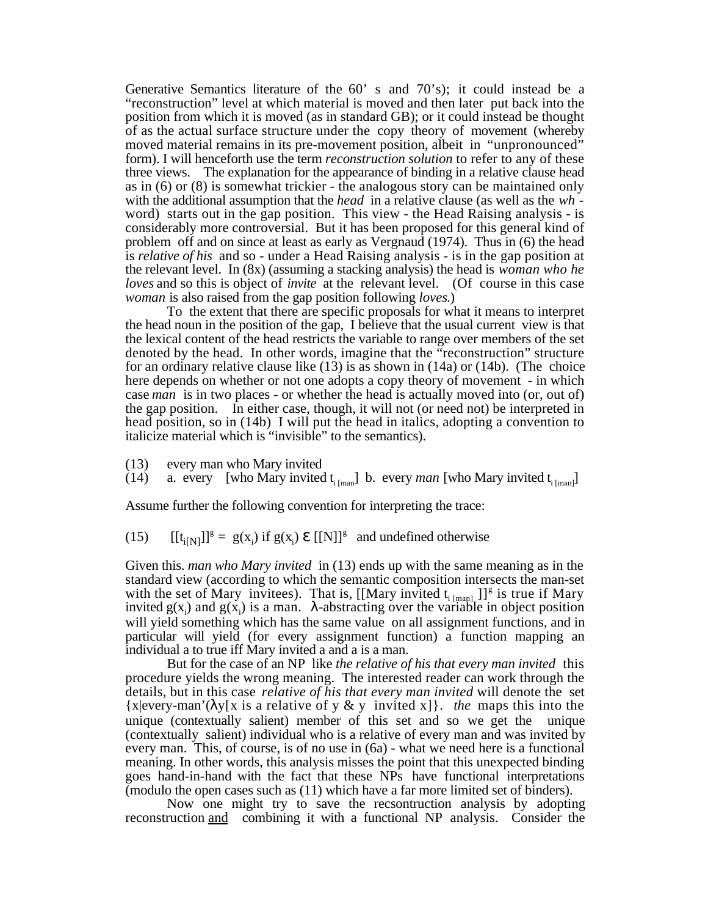Generative Semantics literature of the 60' s and 70's); it could instead be a "reconstruction" level at which material is moved and then later put back into the position from which it is moved (as in standard GB); or it could instead be thought of as the actual surface structure under the copy theory of movement (whereby moved material remains in its pre-movement position, albeit in "unpronounced" form). I will henceforth use the term *reconstruction solution* to refer to any of these three views. The explanation for the appearance of binding in a relative clause head as in (6) or (8) is somewhat trickier - the analogous story can be maintained only with the additional assumption that the *head* in a relative clause (as well as the *wh* - word) starts out in the gap position. This view - the Head Raising analysis - is considerably more controversial. But it has been proposed for this general kind of problem off and on since at least as early as Vergnaud (1974). Thus in (6) the head is *relative of his* and so - under a Head Raising analysis - is in the gap position at the relevant level. In (8x) (assuming a stacking analysis) the head is *woman who he loves* and so this is object of *invite* at the relevant level. (Of course in this case *woman* is also raised from the gap position following *loves*.)

To the extent that there are specific proposals for what it means to interpret the head noun in the position of the gap, I believe that the usual current view is that the lexical content of the head restricts the variable to range over members of the set denoted by the head. In other words, imagine that the "reconstruction" structure for an ordinary relative clause like (13) is as shown in (14a) or (14b). (The choice here depends on whether or not one adopts a copy theory of movement - in which case *man* is in two places - or whether the head is actually moved into (or, out of) the gap position. In either case, though, it will not (or need not) be interpreted in head position, so in (14b) I will put the head in italics, adopting a convention to italicize material which is "invisible" to the semantics).

(13) every man who Mary invited

(14) a. every [who Mary invited $t_{i\,[man]}$] b. every *man* [who Mary invited $t_{i\,[man]}$]

Assume further the following convention for interpreting the trace:

(15) $[[t_{i[N]}]]^g = g(x_i)$ if $g(x_i) \in [[N]]^g$ and undefined otherwise

Given this. *man who Mary invited* in (13) ends up with the same meaning as in the standard view (according to which the semantic composition intersects the man-set with the set of Mary invitees). That is, $[[\text{Mary invited } t_{i\,[man]}]]^g$ is true if Mary invited $g(x_i)$ and $g(x_i)$ is a man. $\lambda$-abstracting over the variable in object position will yield something which has the same value on all assignment functions, and in particular will yield (for every assignment function) a function mapping an individual a to true iff Mary invited a and a is a man.

But for the case of an NP like *the relative of his that every man invited* this procedure yields the wrong meaning. The interested reader can work through the details, but in this case *relative of his that every man invited* will denote the set $\{x|\text{every-man}'(\lambda y[x \text{ is a relative of } y \ \&\ y \text{ invited } x]\}$. *the* maps this into the unique (contextually salient) member of this set and so we get the unique (contextually salient) individual who is a relative of every man and was invited by every man. This, of course, is of no use in (6a) - what we need here is a functional meaning. In other words, this analysis misses the point that this unexpected binding goes hand-in-hand with the fact that these NPs have functional interpretations (modulo the open cases such as (11) which have a far more limited set of binders).

Now one might try to save the recsontruction analysis by adopting reconstruction <u>and</u> combining it with a functional NP analysis. Consider the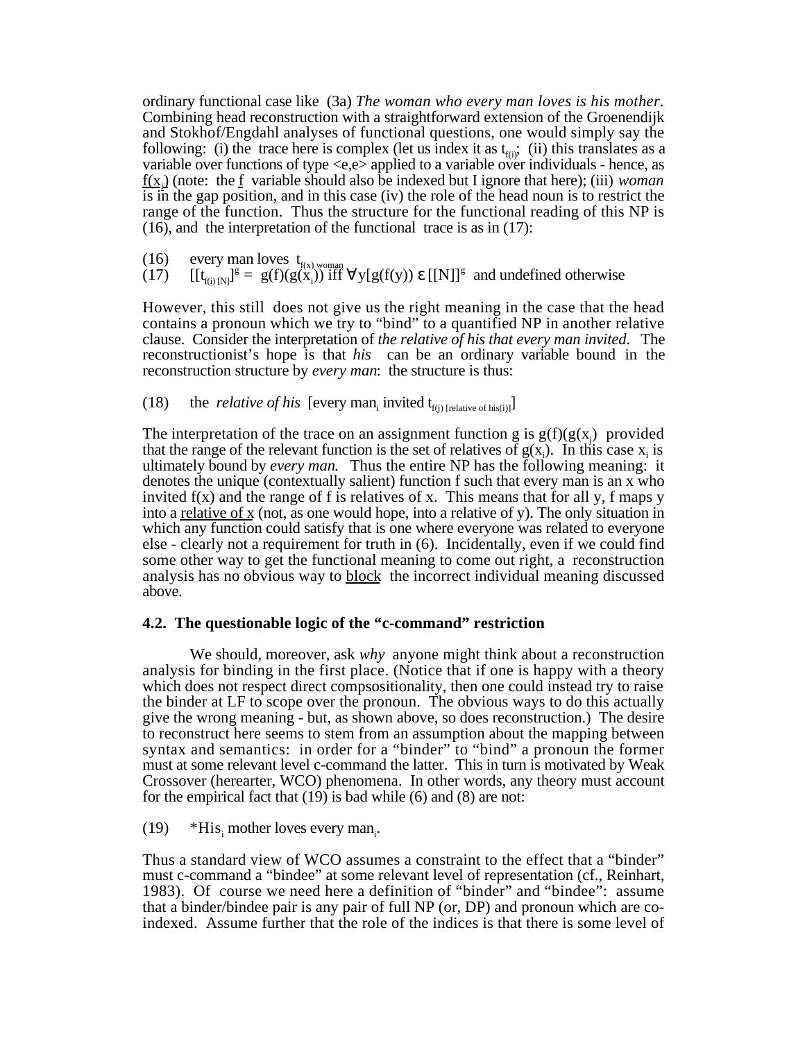ordinary functional case like (3a) *The woman who every man loves is his mother*. Combining head reconstruction with a straightforward extension of the Groenendijk and Stokhof/Engdahl analyses of functional questions, one would simply say the following: (i) the trace here is complex (let us index it as $t_{f(i)}$; (ii) this translates as a variable over functions of type <e,e> applied to a variable over individuals - hence, as $\underline{f(x_i)}$ (note: the $\underline{f}$ variable should also be indexed but I ignore that here); (iii) *woman* is in the gap position, and in this case (iv) the role of the head noun is to restrict the range of the function. Thus the structure for the functional reading of this NP is (16), and the interpretation of the functional trace is as in (17):

(16) every man loves $t_{f(x)\ woman}$

(17) $[[t_{f(i)\ [N]}]^g = g(f)(g(x_i))$ iff $\forall y[g(f(y)) \in [[N]]^g$ and undefined otherwise

However, this still does not give us the right meaning in the case that the head contains a pronoun which we try to "bind" to a quantified NP in another relative clause. Consider the interpretation of *the relative of his that every man invited*. The reconstructionist's hope is that *his* can be an ordinary variable bound in the reconstruction structure by *every man*: the structure is thus:

(18) the *relative of his* [every $man_i$ invited $t_{f(j)\ [relative\ of\ his(i)]}$]

The interpretation of the trace on an assignment function g is $g(f)(g(x_j))$ provided that the range of the relevant function is the set of relatives of $g(x_i)$. In this case $x_i$ is ultimately bound by *every man.* Thus the entire NP has the following meaning: it denotes the unique (contextually salient) function f such that every man is an x who invited f(x) and the range of f is relatives of x. This means that for all y, f maps y into a <u>relative of x</u> (not, as one would hope, into a relative of y). The only situation in which any function could satisfy that is one where everyone was related to everyone else - clearly not a requirement for truth in (6). Incidentally, even if we could find some other way to get the functional meaning to come out right, a reconstruction analysis has no obvious way to <u>block</u> the incorrect individual meaning discussed above.

### 4.2. The questionable logic of the "c-command" restriction

We should, moreover, ask *why* anyone might think about a reconstruction analysis for binding in the first place. (Notice that if one is happy with a theory which does not respect direct compsositionality, then one could instead try to raise the binder at LF to scope over the pronoun. The obvious ways to do this actually give the wrong meaning - but, as shown above, so does reconstruction.) The desire to reconstruct here seems to stem from an assumption about the mapping between syntax and semantics: in order for a "binder" to "bind" a pronoun the former must at some relevant level c-command the latter. This in turn is motivated by Weak Crossover (herearter, WCO) phenomena. In other words, any theory must account for the empirical fact that (19) is bad while (6) and (8) are not:

(19) $^*His_i$ mother loves every $man_i$.

Thus a standard view of WCO assumes a constraint to the effect that a "binder" must c-command a "bindee" at some relevant level of representation (cf., Reinhart, 1983). Of course we need here a definition of "binder" and "bindee": assume that a binder/bindee pair is any pair of full NP (or, DP) and pronoun which are co-indexed. Assume further that the role of the indices is that there is some level of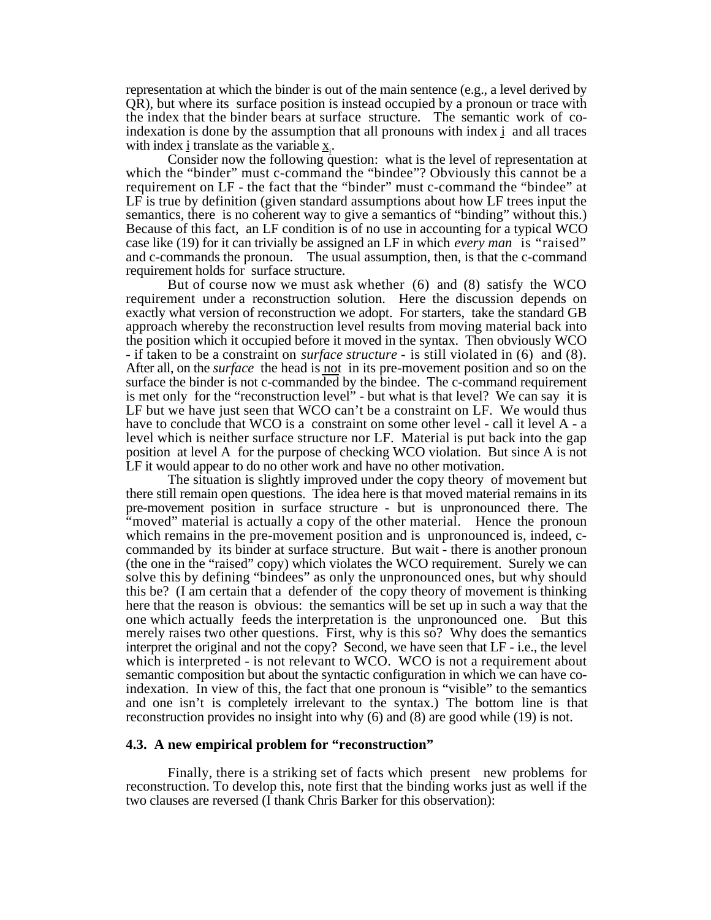representation at which the binder is out of the main sentence (e.g., a level derived by QR), but where its surface position is instead occupied by a pronoun or trace with the index that the binder bears at surface structure. The semantic work of co-indexation is done by the assumption that all pronouns with index i and all traces with index i translate as the variable $x_i$.

Consider now the following question: what is the level of representation at which the "binder" must c-command the "bindee"? Obviously this cannot be a requirement on LF - the fact that the "binder" must c-command the "bindee" at LF is true by definition (given standard assumptions about how LF trees input the semantics, there is no coherent way to give a semantics of "binding" without this.) Because of this fact, an LF condition is of no use in accounting for a typical WCO case like (19) for it can trivially be assigned an LF in which *every man* is "raised" and c-commands the pronoun. The usual assumption, then, is that the c-command requirement holds for surface structure.

But of course now we must ask whether (6) and (8) satisfy the WCO requirement under a reconstruction solution. Here the discussion depends on exactly what version of reconstruction we adopt. For starters, take the standard GB approach whereby the reconstruction level results from moving material back into the position which it occupied before it moved in the syntax. Then obviously WCO - if taken to be a constraint on *surface structure* - is still violated in (6) and (8). After all, on the *surface* the head is not in its pre-movement position and so on the surface the binder is not c-commanded by the bindee. The c-command requirement is met only for the "reconstruction level" - but what is that level? We can say it is LF but we have just seen that WCO can't be a constraint on LF. We would thus have to conclude that WCO is a constraint on some other level - call it level A - a level which is neither surface structure nor LF. Material is put back into the gap position at level A for the purpose of checking WCO violation. But since A is not LF it would appear to do no other work and have no other motivation.

The situation is slightly improved under the copy theory of movement but there still remain open questions. The idea here is that moved material remains in its pre-movement position in surface structure - but is unpronounced there. The "moved" material is actually a copy of the other material. Hence the pronoun which remains in the pre-movement position and is unpronounced is, indeed, c-commanded by its binder at surface structure. But wait - there is another pronoun (the one in the "raised" copy) which violates the WCO requirement. Surely we can solve this by defining "bindees" as only the unpronounced ones, but why should this be? (I am certain that a defender of the copy theory of movement is thinking here that the reason is obvious: the semantics will be set up in such a way that the one which actually feeds the interpretation is the unpronounced one. But this merely raises two other questions. First, why is this so? Why does the semantics interpret the original and not the copy? Second, we have seen that LF - i.e., the level which is interpreted - is not relevant to WCO. WCO is not a requirement about semantic composition but about the syntactic configuration in which we can have co-indexation. In view of this, the fact that one pronoun is "visible" to the semantics and one isn't is completely irrelevant to the syntax.) The bottom line is that reconstruction provides no insight into why (6) and (8) are good while (19) is not.

### 4.3. A new empirical problem for "reconstruction"

Finally, there is a striking set of facts which present new problems for reconstruction. To develop this, note first that the binding works just as well if the two clauses are reversed (I thank Chris Barker for this observation):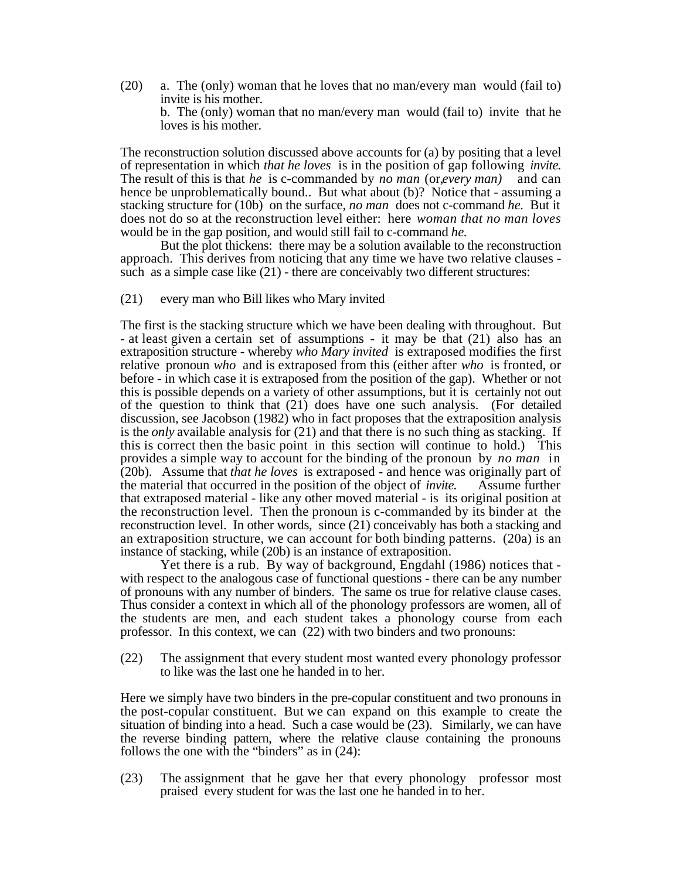(20) a. The (only) woman that he loves that no man/every man would (fail to) invite is his mother.
b. The (only) woman that no man/every man would (fail to) invite that he loves is his mother.

The reconstruction solution discussed above accounts for (a) by positing that a level of representation in which *that he loves* is in the position of gap following *invite*. The result of this is that *he* is c-commanded by *no man* (or, *every man)* and can hence be unproblematically bound.. But what about (b)? Notice that - assuming a stacking structure for (10b) on the surface, *no man* does not c-command *he*. But it does not do so at the reconstruction level either: here *woman that no man loves* would be in the gap position, and would still fail to c-command *he*.

But the plot thickens: there may be a solution available to the reconstruction approach. This derives from noticing that any time we have two relative clauses - such as a simple case like (21) - there are conceivably two different structures:

(21) every man who Bill likes who Mary invited

The first is the stacking structure which we have been dealing with throughout. But - at least given a certain set of assumptions - it may be that (21) also has an extraposition structure - whereby *who Mary invited* is extraposed modifies the first relative pronoun *who* and is extraposed from this (either after *who* is fronted, or before - in which case it is extraposed from the position of the gap). Whether or not this is possible depends on a variety of other assumptions, but it is certainly not out of the question to think that (21) does have one such analysis. (For detailed discussion, see Jacobson (1982) who in fact proposes that the extraposition analysis is the *only* available analysis for (21) and that there is no such thing as stacking. If this is correct then the basic point in this section will continue to hold.) This provides a simple way to account for the binding of the pronoun by *no man* in (20b). Assume that *that he loves* is extraposed - and hence was originally part of the material that occurred in the position of the object of *invite*. Assume further that extraposed material - like any other moved material - is its original position at the reconstruction level. Then the pronoun is c-commanded by its binder at the reconstruction level. In other words, since (21) conceivably has both a stacking and an extraposition structure, we can account for both binding patterns. (20a) is an instance of stacking, while (20b) is an instance of extraposition.

Yet there is a rub. By way of background, Engdahl (1986) notices that - with respect to the analogous case of functional questions - there can be any number of pronouns with any number of binders. The same os true for relative clause cases. Thus consider a context in which all of the phonology professors are women, all of the students are men, and each student takes a phonology course from each professor. In this context, we can (22) with two binders and two pronouns:

(22) The assignment that every student most wanted every phonology professor to like was the last one he handed in to her.

Here we simply have two binders in the pre-copular constituent and two pronouns in the post-copular constituent. But we can expand on this example to create the situation of binding into a head. Such a case would be (23). Similarly, we can have the reverse binding pattern, where the relative clause containing the pronouns follows the one with the "binders" as in (24):

(23) The assignment that he gave her that every phonology professor most praised every student for was the last one he handed in to her.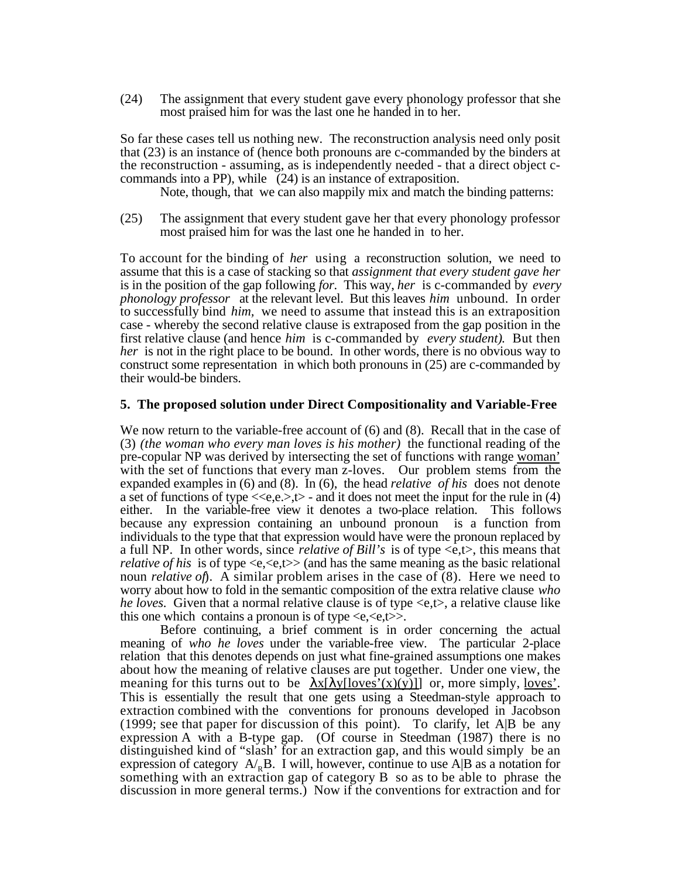(24) The assignment that every student gave every phonology professor that she most praised him for was the last one he handed in to her.

So far these cases tell us nothing new. The reconstruction analysis need only posit that (23) is an instance of (hence both pronouns are c-commanded by the binders at the reconstruction - assuming, as is independently needed - that a direct object c-commands into a PP), while (24) is an instance of extraposition.

Note, though, that we can also mappily mix and match the binding patterns:

(25) The assignment that every student gave her that every phonology professor most praised him for was the last one he handed in to her.

To account for the binding of *her* using a reconstruction solution, we need to assume that this is a case of stacking so that *assignment that every student gave her* is in the position of the gap following *for.* This way, *her* is c-commanded by *every phonology professor* at the relevant level. But this leaves *him* unbound. In order to successfully bind *him,* we need to assume that instead this is an extraposition case - whereby the second relative clause is extraposed from the gap position in the first relative clause (and hence *him* is c-commanded by *every student).* But then *her* is not in the right place to be bound. In other words, there is no obvious way to construct some representation in which both pronouns in (25) are c-commanded by their would-be binders.

## 5. The proposed solution under Direct Compositionality and Variable-Free

We now return to the variable-free account of (6) and (8). Recall that in the case of (3) *(the woman who every man loves is his mother)* the functional reading of the pre-copular NP was derived by intersecting the set of functions with range woman' with the set of functions that every man z-loves. Our problem stems from the expanded examples in (6) and (8). In (6), the head *relative of his* does not denote a set of functions of type <<e,e.>,t> - and it does not meet the input for the rule in (4) either. In the variable-free view it denotes a two-place relation. This follows because any expression containing an unbound pronoun is a function from individuals to the type that that expression would have were the pronoun replaced by a full NP. In other words, since *relative of Bill's* is of type <e,t>, this means that *relative of his* is of type <e,<e,t>> (and has the same meaning as the basic relational noun *relative of*). A similar problem arises in the case of (8). Here we need to worry about how to fold in the semantic composition of the extra relative clause *who he loves.* Given that a normal relative clause is of type <e,t>, a relative clause like this one which contains a pronoun is of type <e,<e,t>>.

Before continuing, a brief comment is in order concerning the actual meaning of *who he loves* under the variable-free view. The particular 2-place relation that this denotes depends on just what fine-grained assumptions one makes about how the meaning of relative clauses are put together. Under one view, the meaning for this turns out to be $\lambda x[\lambda y[\text{loves}'(x)(y)]]$ or, more simply, loves'. This is essentially the result that one gets using a Steedman-style approach to extraction combined with the conventions for pronouns developed in Jacobson (1999; see that paper for discussion of this point). To clarify, let A|B be any expression A with a B-type gap. (Of course in Steedman (1987) there is no distinguished kind of "slash" for an extraction gap, and this would simply be an expression of category $A/_R B$. I will, however, continue to use A|B as a notation for something with an extraction gap of category B so as to be able to phrase the discussion in more general terms.) Now if the conventions for extraction and for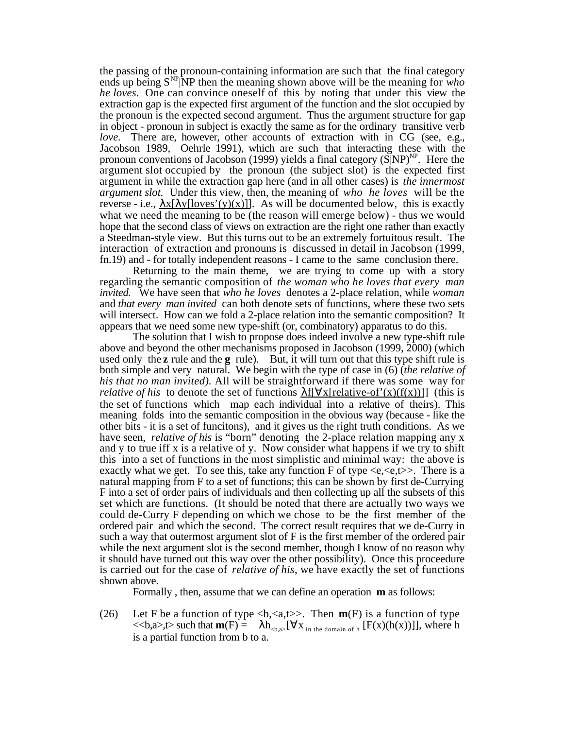the passing of the pronoun-containing information are such that the final category ends up being $S^{NP}|NP$ then the meaning shown above will be the meaning for *who he loves*. One can convince oneself of this by noting that under this view the extraction gap is the expected first argument of the function and the slot occupied by the pronoun is the expected second argument. Thus the argument structure for gap in object - pronoun in subject is exactly the same as for the ordinary transitive verb *love.* There are, however, other accounts of extraction with in CG (see, e.g., Jacobson 1989, Oehrle 1991), which are such that interacting these with the pronoun conventions of Jacobson (1999) yields a final category $(S|NP)^{NP}$. Here the argument slot occupied by the pronoun (the subject slot) is the expected first argument in while the extraction gap here (and in all other cases) is *the innermost argument slot.* Under this view, then, the meaning of *who he loves* will be the reverse - i.e., $\lambda x[\lambda y[\text{loves'}(y)(x)]]$. As will be documented below, this is exactly what we need the meaning to be (the reason will emerge below) - thus we would hope that the second class of views on extraction are the right one rather than exactly a Steedman-style view. But this turns out to be an extremely fortuitous result. The interaction of extraction and pronouns is discussed in detail in Jacobson (1999, fn.19) and - for totally independent reasons - I came to the same conclusion there.

Returning to the main theme, we are trying to come up with a story regarding the semantic composition of *the woman who he loves that every man invited.* We have seen that *who he loves* denotes a 2-place relation, while *woman* and *that every man invited* can both denote sets of functions, where these two sets will intersect. How can we fold a 2-place relation into the semantic composition? It appears that we need some new type-shift (or, combinatory) apparatus to do this.

The solution that I wish to propose does indeed involve a new type-shift rule above and beyond the other mechanisms proposed in Jacobson (1999, 2000) (which used only the **z** rule and the **g** rule). But, it will turn out that this type shift rule is both simple and very natural. We begin with the type of case in (6) (*the relative of his that no man invited).* All will be straightforward if there was some way for *relative of his* to denote the set of functions $\lambda f[\forall x[\text{relative-of'}(x)(f(x))]]$ (this is the set of functions which map each individual into a relative of theirs). This meaning folds into the semantic composition in the obvious way (because - like the other bits - it is a set of funcitons), and it gives us the right truth conditions. As we have seen, *relative of his* is "born" denoting the 2-place relation mapping any x and y to true iff x is a relative of y. Now consider what happens if we try to shift this into a set of functions in the most simplistic and minimal way: the above is exactly what we get. To see this, take any function F of type <e,<e,t>>. There is a natural mapping from F to a set of functions; this can be shown by first de-Currying F into a set of order pairs of individuals and then collecting up all the subsets of this set which are functions. (It should be noted that there are actually two ways we could de-Curry F depending on which we chose to be the first member of the ordered pair and which the second. The correct result requires that we de-Curry in such a way that outermost argument slot of F is the first member of the ordered pair while the next argument slot is the second member, though I know of no reason why it should have turned out this way over the other possibility). Once this proceedure is carried out for the case of *relative of his*, we have exactly the set of functions shown above.

Formally , then, assume that we can define an operation **m** as follows:

(26) Let F be a function of type <b,<a,t>>. Then **m**(F) is a function of type <<b,a>,t> such that $\mathbf{m}(F) = \lambda h_{<b,a>}[\forall x_{\text{ in the domain of } h}\, [F(x)(h(x))]]$, where h is a partial function from b to a.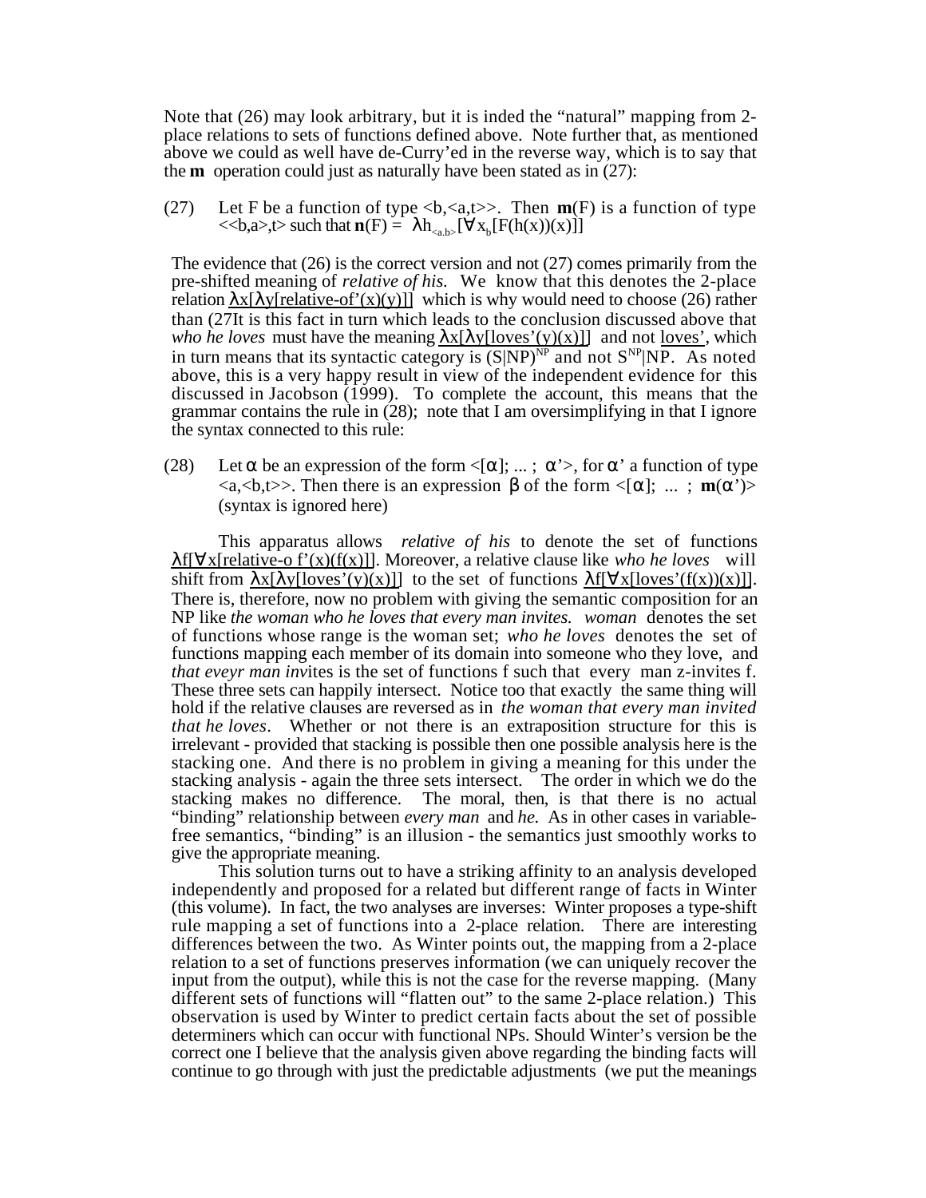Note that (26) may look arbitrary, but it is inded the "natural" mapping from 2-place relations to sets of functions defined above. Note further that, as mentioned above we could as well have de-Curry'ed in the reverse way, which is to say that the **m** operation could just as naturally have been stated as in (27):

(27) Let F be a function of type <b,<a,t>>. Then **m**(F) is a function of type <<b,a>,t> such that **n**(F) = $\lambda h_{<a,b>}[\forall x_b[F(h(x))(x)]]$

The evidence that (26) is the correct version and not (27) comes primarily from the pre-shifted meaning of *relative of his*. We know that this denotes the 2-place relation $\lambda x[\lambda y[\text{relative-of'}(x)(y)]]$ which is why would need to choose (26) rather than (27It is this fact in turn which leads to the conclusion discussed above that *who he loves* must have the meaning $\lambda x[\lambda y[\text{loves'}(y)(x)]]$ and not loves', which in turn means that its syntactic category is $(S|NP)^{NP}$ and not $S^{NP}|NP$. As noted above, this is a very happy result in view of the independent evidence for this discussed in Jacobson (1999). To complete the account, this means that the grammar contains the rule in (28); note that I am oversimplifying in that I ignore the syntax connected to this rule:

(28) Let $\alpha$ be an expression of the form <[$\alpha$]; ... ; $\alpha$'>, for $\alpha$' a function of type <a,<b,t>>. Then there is an expression $\beta$ of the form <[$\alpha$]; ... ; **m**($\alpha$')> (syntax is ignored here)

This apparatus allows *relative of his* to denote the set of functions $\lambda f[\forall x[\text{relative-o f'}(x)(f(x))]]$. Moreover, a relative clause like *who he loves* will shift from $\lambda x[\lambda y[\text{loves'}(y)(x)]]$ to the set of functions $\lambda f[\forall x[\text{loves'}(f(x))(x)]]$. There is, therefore, now no problem with giving the semantic composition for an NP like *the woman who he loves that every man invites. woman* denotes the set of functions whose range is the woman set; *who he loves* denotes the set of functions mapping each member of its domain into someone who they love, and *that eveyr man inv*ites is the set of functions f such that every man z-invites f. These three sets can happily intersect. Notice too that exactly the same thing will hold if the relative clauses are reversed as in *the woman that every man invited that he loves*. Whether or not there is an extraposition structure for this is irrelevant - provided that stacking is possible then one possible analysis here is the stacking one. And there is no problem in giving a meaning for this under the stacking analysis - again the three sets intersect. The order in which we do the stacking makes no difference. The moral, then, is that there is no actual "binding" relationship between *every man* and *he.* As in other cases in variable-free semantics, "binding" is an illusion - the semantics just smoothly works to give the appropriate meaning.

This solution turns out to have a striking affinity to an analysis developed independently and proposed for a related but different range of facts in Winter (this volume). In fact, the two analyses are inverses: Winter proposes a type-shift rule mapping a set of functions into a 2-place relation. There are interesting differences between the two. As Winter points out, the mapping from a 2-place relation to a set of functions preserves information (we can uniquely recover the input from the output), while this is not the case for the reverse mapping. (Many different sets of functions will "flatten out" to the same 2-place relation.) This observation is used by Winter to predict certain facts about the set of possible determiners which can occur with functional NPs. Should Winter's version be the correct one I believe that the analysis given above regarding the binding facts will continue to go through with just the predictable adjustments (we put the meanings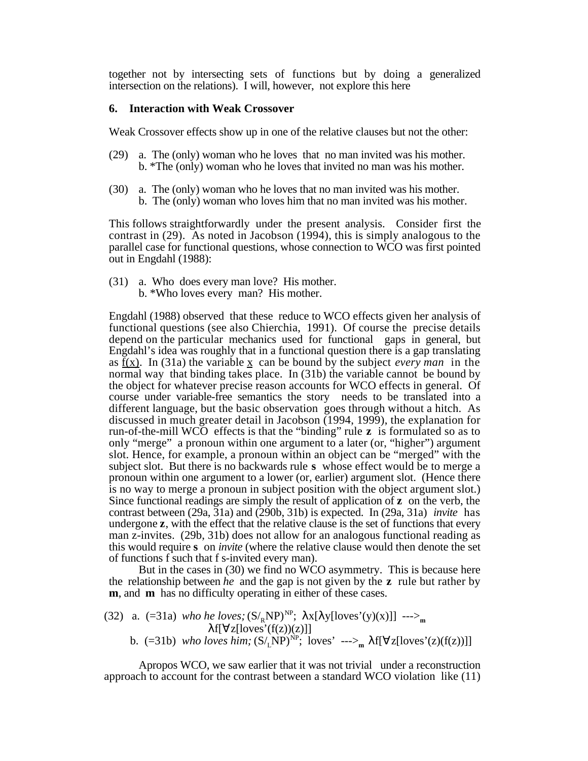together not by intersecting sets of functions but by doing a generalized intersection on the relations). I will, however, not explore this here

## 6. Interaction with Weak Crossover

Weak Crossover effects show up in one of the relative clauses but not the other:

(29) a. The (only) woman who he loves that no man invited was his mother.
 b. *The (only) woman who he loves that invited no man was his mother.

(30) a. The (only) woman who he loves that no man invited was his mother.
 b. The (only) woman who loves him that no man invited was his mother.

This follows straightforwardly under the present analysis. Consider first the contrast in (29). As noted in Jacobson (1994), this is simply analogous to the parallel case for functional questions, whose connection to WCO was first pointed out in Engdahl (1988):

(31) a. Who does every man love? His mother.
 b. *Who loves every man? His mother.

Engdahl (1988) observed that these reduce to WCO effects given her analysis of functional questions (see also Chierchia, 1991). Of course the precise details depend on the particular mechanics used for functional gaps in general, but Engdahl's idea was roughly that in a functional question there is a gap translating as <u>f(x)</u>. In (31a) the variable <u>x</u> can be bound by the subject *every man* in the normal way that binding takes place. In (31b) the variable cannot be bound by the object for whatever precise reason accounts for WCO effects in general. Of course under variable-free semantics the story needs to be translated into a different language, but the basic observation goes through without a hitch. As discussed in much greater detail in Jacobson (1994, 1999), the explanation for run-of-the-mill WCO effects is that the "binding" rule **z** is formulated so as to only "merge" a pronoun within one argument to a later (or, "higher") argument slot. Hence, for example, a pronoun within an object can be "merged" with the subject slot. But there is no backwards rule **s** whose effect would be to merge a pronoun within one argument to a lower (or, earlier) argument slot. (Hence there is no way to merge a pronoun in subject position with the object argument slot.) Since functional readings are simply the result of application of **z** on the verb, the contrast between (29a, 31a) and (290b, 31b) is expected. In (29a, 31a) *invite* has undergone **z**, with the effect that the relative clause is the set of functions that every man z-invites. (29b, 31b) does not allow for an analogous functional reading as this would require **s** on *invite* (where the relative clause would then denote the set of functions f such that f s-invited every man).

But in the cases in (30) we find no WCO asymmetry. This is because here the relationship between *he* and the gap is not given by the **z** rule but rather by **m**, and **m** has no difficulty operating in either of these cases.

(32) a. (=31a) *who he loves;* $(S/_R NP)^{NP}$; $\lambda x[\lambda y[\text{loves'}(y)(x)]] \;\text{--->}_{\mathbf{m}}$
 $\lambda f[\forall z[\text{loves'}(f(z))(z)]]$
 b. (=31b) *who loves him;* $(S/_L NP)^{NP}$; loves' $\text{--->}_{\mathbf{m}}$ $\lambda f[\forall z[\text{loves'}(z)(f(z))]]$

Apropos WCO, we saw earlier that it was not trivial under a reconstruction approach to account for the contrast between a standard WCO violation like (11)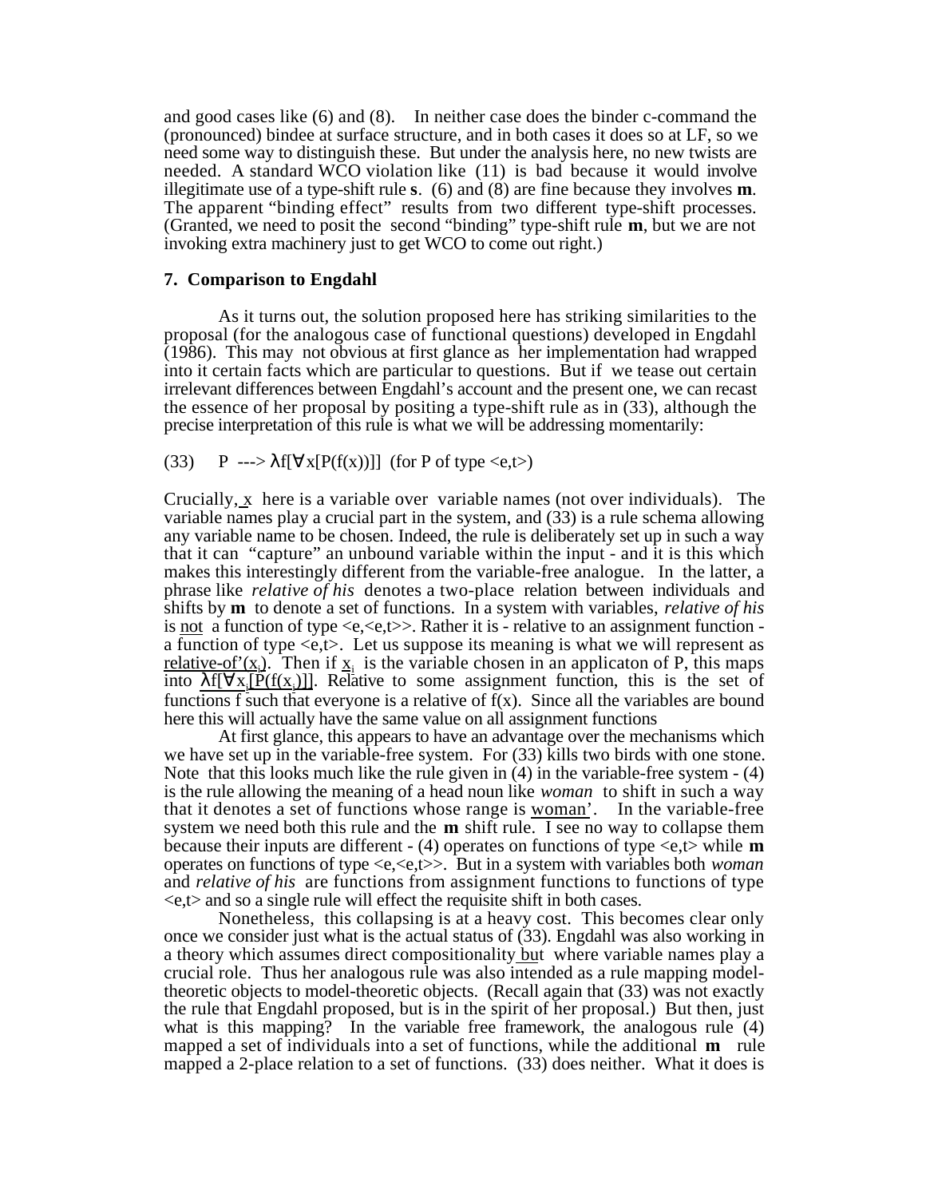and good cases like (6) and (8). In neither case does the binder c-command the (pronounced) bindee at surface structure, and in both cases it does so at LF, so we need some way to distinguish these. But under the analysis here, no new twists are needed. A standard WCO violation like (11) is bad because it would involve illegitimate use of a type-shift rule **s**. (6) and (8) are fine because they involves **m**. The apparent "binding effect" results from two different type-shift processes. (Granted, we need to posit the second "binding" type-shift rule **m**, but we are not invoking extra machinery just to get WCO to come out right.)

### 7. Comparison to Engdahl

As it turns out, the solution proposed here has striking similarities to the proposal (for the analogous case of functional questions) developed in Engdahl (1986). This may not obvious at first glance as her implementation had wrapped into it certain facts which are particular to questions. But if we tease out certain irrelevant differences between Engdahl's account and the present one, we can recast the essence of her proposal by positing a type-shift rule as in (33), although the precise interpretation of this rule is what we will be addressing momentarily:

(33) P ---> $\lambda f[\forall x[P(f(x))]]$ (for P of type <e,t>)

Crucially, x here is a variable over variable names (not over individuals). The variable names play a crucial part in the system, and (33) is a rule schema allowing any variable name to be chosen. Indeed, the rule is deliberately set up in such a way that it can "capture" an unbound variable within the input - and it is this which makes this interestingly different from the variable-free analogue. In the latter, a phrase like *relative of his* denotes a two-place relation between individuals and shifts by **m** to denote a set of functions. In a system with variables, *relative of his* is not a function of type <e,<e,t>>. Rather it is - relative to an assignment function - a function of type <e,t>. Let us suppose its meaning is what we will represent as relative-of'($x_i$). Then if $x_i$ is the variable chosen in an applicaton of P, this maps into $\lambda f[\forall x_i[P(f(x_i))]]$. Relative to some assignment function, this is the set of functions f such that everyone is a relative of f(x). Since all the variables are bound here this will actually have the same value on all assignment functions

At first glance, this appears to have an advantage over the mechanisms which we have set up in the variable-free system. For (33) kills two birds with one stone. Note that this looks much like the rule given in (4) in the variable-free system - (4) is the rule allowing the meaning of a head noun like *woman* to shift in such a way that it denotes a set of functions whose range is woman'. In the variable-free system we need both this rule and the **m** shift rule. I see no way to collapse them because their inputs are different - (4) operates on functions of type <e,t> while **m** operates on functions of type <e,<e,t>>. But in a system with variables both *woman* and *relative of his* are functions from assignment functions to functions of type <e,t> and so a single rule will effect the requisite shift in both cases.

Nonetheless, this collapsing is at a heavy cost. This becomes clear only once we consider just what is the actual status of (33). Engdahl was also working in a theory which assumes direct compositionality but where variable names play a crucial role. Thus her analogous rule was also intended as a rule mapping model-theoretic objects to model-theoretic objects. (Recall again that (33) was not exactly the rule that Engdahl proposed, but is in the spirit of her proposal.) But then, just what is this mapping? In the variable free framework, the analogous rule (4) mapped a set of individuals into a set of functions, while the additional **m** rule mapped a 2-place relation to a set of functions. (33) does neither. What it does is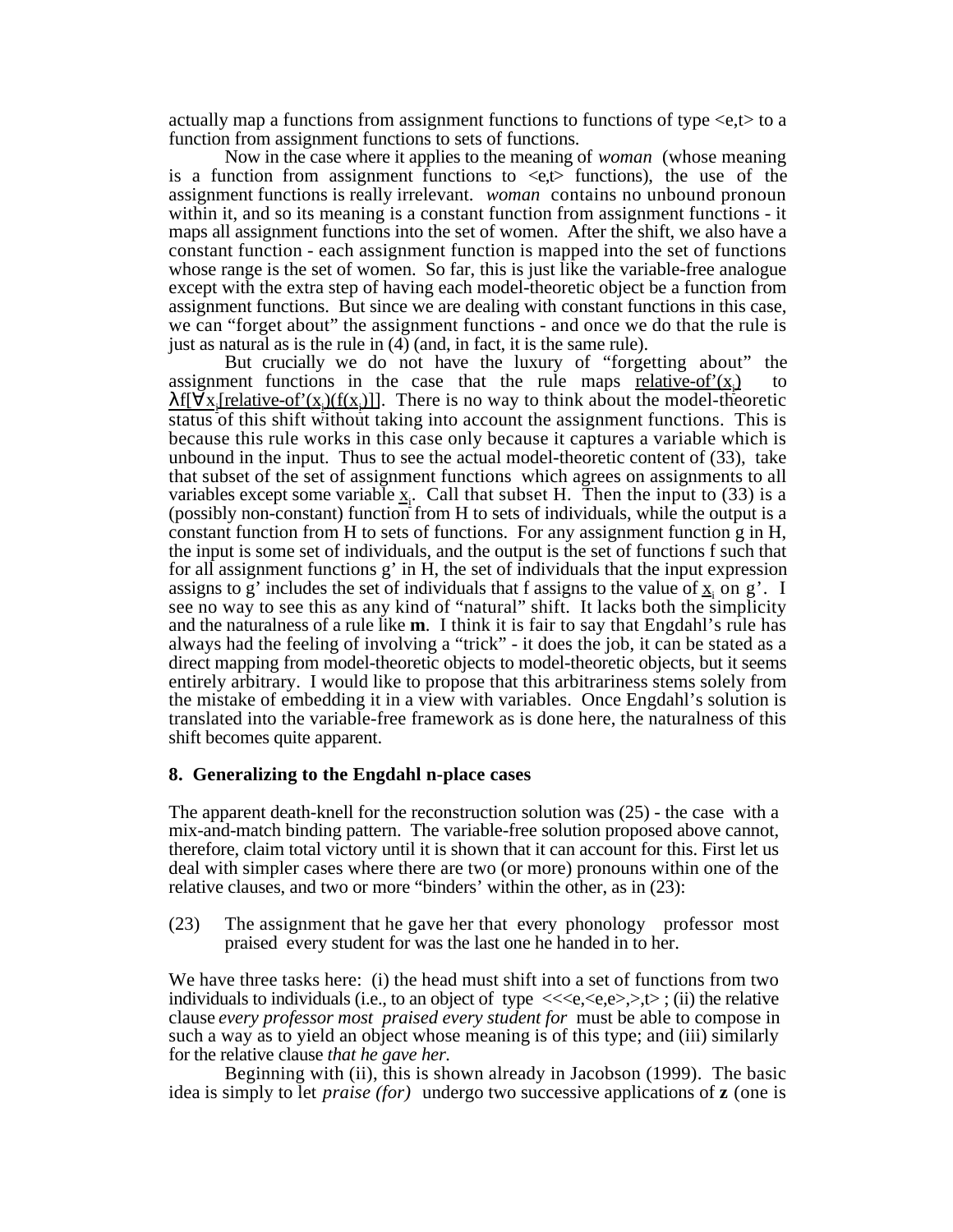actually map a functions from assignment functions to functions of type <e,t> to a function from assignment functions to sets of functions.

Now in the case where it applies to the meaning of *woman* (whose meaning is a function from assignment functions to <e,t> functions), the use of the assignment functions is really irrelevant. *woman* contains no unbound pronoun within it, and so its meaning is a constant function from assignment functions - it maps all assignment functions into the set of women. After the shift, we also have a constant function - each assignment function is mapped into the set of functions whose range is the set of women. So far, this is just like the variable-free analogue except with the extra step of having each model-theoretic object be a function from assignment functions. But since we are dealing with constant functions in this case, we can "forget about" the assignment functions - and once we do that the rule is just as natural as is the rule in (4) (and, in fact, it is the same rule).

But crucially we do not have the luxury of "forgetting about" the assignment functions in the case that the rule maps $\underline{\text{relative-of'}(x_i)}$ to $\underline{\lambda f[\forall x_i[\text{relative-of'}(x_i)(f(x_i)]]}$. There is no way to think about the model-theoretic status of this shift without taking into account the assignment functions. This is because this rule works in this case only because it captures a variable which is unbound in the input. Thus to see the actual model-theoretic content of (33), take that subset of the set of assignment functions which agrees on assignments to all variables except some variable $\underline{x}_i$. Call that subset H. Then the input to (33) is a (possibly non-constant) function from H to sets of individuals, while the output is a constant function from H to sets of functions. For any assignment function g in H, the input is some set of individuals, and the output is the set of functions f such that for all assignment functions g' in H, the set of individuals that the input expression assigns to g' includes the set of individuals that f assigns to the value of $\underline{x}_i$ on g'. I see no way to see this as any kind of "natural" shift. It lacks both the simplicity and the naturalness of a rule like **m**. I think it is fair to say that Engdahl's rule has always had the feeling of involving a "trick" - it does the job, it can be stated as a direct mapping from model-theoretic objects to model-theoretic objects, but it seems entirely arbitrary. I would like to propose that this arbitrariness stems solely from the mistake of embedding it in a view with variables. Once Engdahl's solution is translated into the variable-free framework as is done here, the naturalness of this shift becomes quite apparent.

## 8. Generalizing to the Engdahl n-place cases

The apparent death-knell for the reconstruction solution was (25) - the case with a mix-and-match binding pattern. The variable-free solution proposed above cannot, therefore, claim total victory until it is shown that it can account for this. First let us deal with simpler cases where there are two (or more) pronouns within one of the relative clauses, and two or more "binders' within the other, as in (23):

(23) The assignment that he gave her that every phonology professor most praised every student for was the last one he handed in to her.

We have three tasks here: (i) the head must shift into a set of functions from two individuals to individuals (i.e., to an object of type <<<e,<e,e>,>,t> ; (ii) the relative clause *every professor most praised every student for* must be able to compose in such a way as to yield an object whose meaning is of this type; and (iii) similarly for the relative clause *that he gave her.*

Beginning with (ii), this is shown already in Jacobson (1999). The basic idea is simply to let *praise (for)* undergo two successive applications of **z** (one is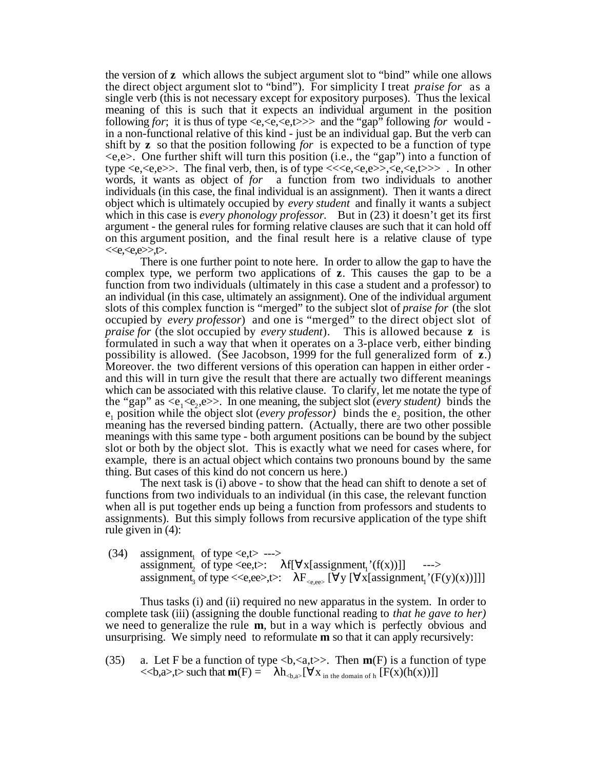the version of **z** which allows the subject argument slot to "bind" while one allows the direct object argument slot to "bind"). For simplicity I treat *praise for* as a single verb (this is not necessary except for expository purposes). Thus the lexical meaning of this is such that it expects an individual argument in the position following *for*; it is thus of type <e,<e,<e,t>>> and the "gap" following *for* would - in a non-functional relative of this kind - just be an individual gap. But the verb can shift by **z** so that the position following *for* is expected to be a function of type <e,e>. One further shift will turn this position (i.e., the "gap") into a function of type <e,<e,e>>. The final verb, then, is of type <<<e,<e,e>>,<e,<e,t>>> . In other words, it wants as object of *for* a function from two individuals to another individuals (in this case, the final individual is an assignment). Then it wants a direct object which is ultimately occupied by *every student* and finally it wants a subject which in this case is *every phonology professor.* But in (23) it doesn't get its first argument - the general rules for forming relative clauses are such that it can hold off on this argument position, and the final result here is a relative clause of type <<e,<e,e>>,t>.

There is one further point to note here. In order to allow the gap to have the complex type, we perform two applications of **z**. This causes the gap to be a function from two individuals (ultimately in this case a student and a professor) to an individual (in this case, ultimately an assignment). One of the individual argument slots of this complex function is "merged" to the subject slot of *praise for* (the slot occupied by *every professor*) and one is "merged" to the direct object slot of *praise for* (the slot occupied by *every student*). This is allowed because **z** is formulated in such a way that when it operates on a 3-place verb, either binding possibility is allowed. (See Jacobson, 1999 for the full generalized form of **z**.) Moreover. the two different versions of this operation can happen in either order - and this will in turn give the result that there are actually two different meanings which can be associated with this relative clause. To clarify, let me notate the type of the "gap" as $<e_1<e_2,e>>$. In one meaning, the subject slot (*every student)* binds the $e_1$ position while the object slot (*every professor)* binds the $e_2$ position, the other meaning has the reversed binding pattern. (Actually, there are two other possible meanings with this same type - both argument positions can be bound by the subject slot or both by the object slot. This is exactly what we need for cases where, for example, there is an actual object which contains two pronouns bound by the same thing. But cases of this kind do not concern us here.)

The next task is (i) above - to show that the head can shift to denote a set of functions from two individuals to an individual (in this case, the relevant function when all is put together ends up being a function from professors and students to assignments). But this simply follows from recursive application of the type shift rule given in (4):

(34) $\text{assignment}_1$ of type <e,t> --->
$\text{assignment}_2$ of type <ee,t>: $\lambda f[\forall x[\text{assignment}_1{}'(f(x))]]$ --->
$\text{assignment}_3$ of type <<e,ee>,t>: $\lambda F_{<e,ee>}[\forall y\,[\forall x[\text{assignment}_1{}'(F(y)(x))]]]$

Thus tasks (i) and (ii) required no new apparatus in the system. In order to complete task (iii) (assigning the double functional reading to *that he gave to her)* we need to generalize the rule **m**, but in a way which is perfectly obvious and unsurprising. We simply need to reformulate **m** so that it can apply recursively:

(35) a. Let F be a function of type <b,<a,t>>. Then **m**(F) is a function of type <<b,a>,t> such that $\mathbf{m}(F) = \lambda h_{<b,a>}[\forall x_{\text{ in the domain of h}}\,[F(x)(h(x))]]$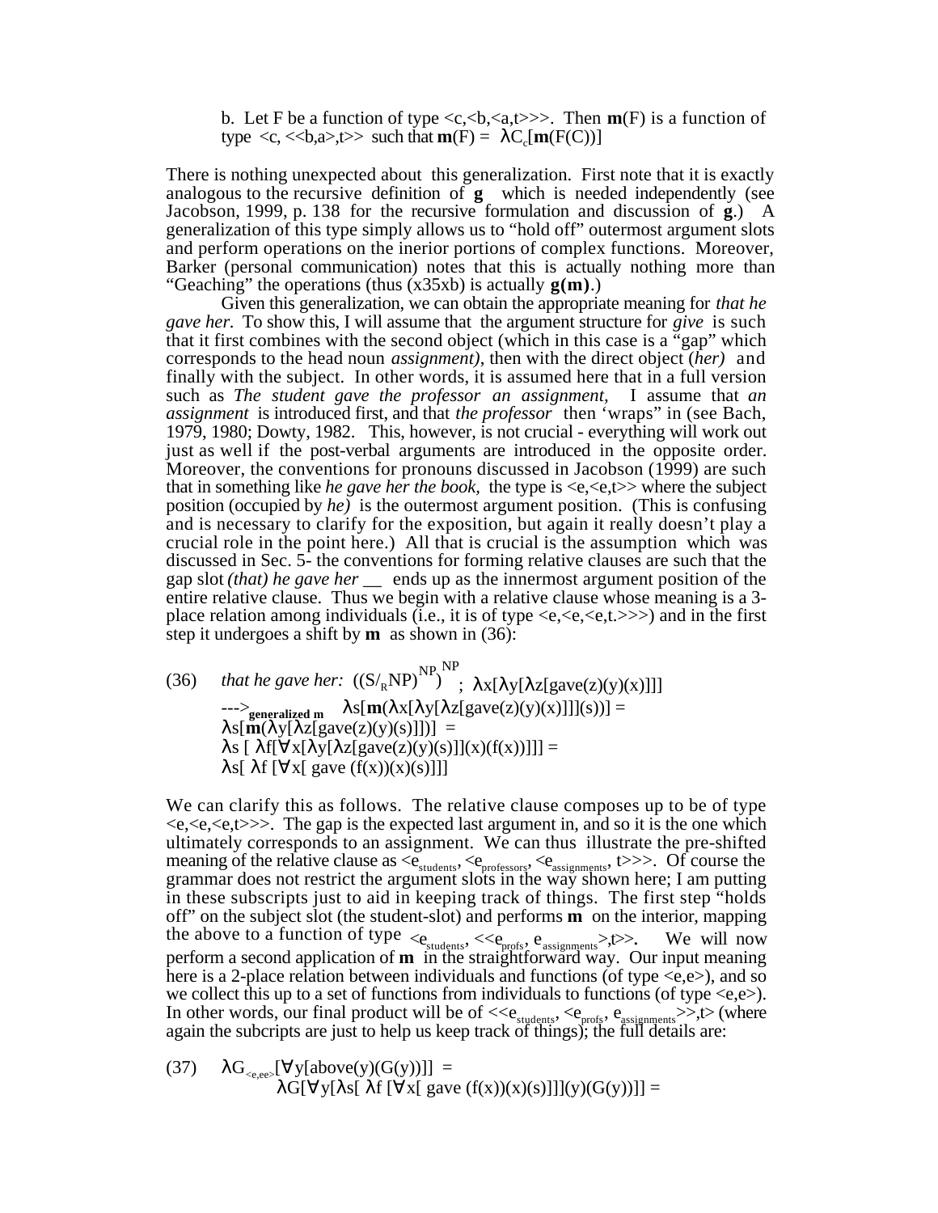b. Let F be a function of type $<c,<b,<a,t>>>$. Then $\mathbf{m}(F)$ is a function of type $<c, <<b,a>,t>>$ such that $\mathbf{m}(F) = \lambda C_c[\mathbf{m}(F(C))]$

There is nothing unexpected about this generalization. First note that it is exactly analogous to the recursive definition of **g** which is needed independently (see Jacobson, 1999, p. 138 for the recursive formulation and discussion of **g**.) A generalization of this type simply allows us to "hold off" outermost argument slots and perform operations on the inerior portions of complex functions. Moreover, Barker (personal communication) notes that this is actually nothing more than "Geaching" the operations (thus (x35xb) is actually **g(m)**.)

Given this generalization, we can obtain the appropriate meaning for *that he gave her.* To show this, I will assume that the argument structure for *give* is such that it first combines with the second object (which in this case is a "gap" which corresponds to the head noun *assignment),* then with the direct object (*her)* and finally with the subject. In other words, it is assumed here that in a full version such as *The student gave the professor an assignment,* I assume that *an assignment* is introduced first, and that *the professor* then 'wraps" in (see Bach, 1979, 1980; Dowty, 1982. This, however, is not crucial - everything will work out just as well if the post-verbal arguments are introduced in the opposite order. Moreover, the conventions for pronouns discussed in Jacobson (1999) are such that in something like *he gave her the book,* the type is $<e,<e,t>>$ where the subject position (occupied by *he)* is the outermost argument position. (This is confusing and is necessary to clarify for the exposition, but again it really doesn't play a crucial role in the point here.) All that is crucial is the assumption which was discussed in Sec. 5- the conventions for forming relative clauses are such that the gap slot *(that) he gave her* __ ends up as the innermost argument position of the entire relative clause. Thus we begin with a relative clause whose meaning is a 3-place relation among individuals (i.e., it is of type $<e,<e,<e,t.>>>$) and in the first step it undergoes a shift by **m** as shown in (36):

(36) *that he gave her:* $((S/_RNP)^{NP})^{NP}$; $\lambda x[\lambda y[\lambda z[gave(z)(y)(x)]]]$

$\text{--->}_{\textbf{generalized m}}$ $\lambda s[\mathbf{m}(\lambda x[\lambda y[\lambda z[gave(z)(y)(x)]]](s))] =$

$\lambda s[\mathbf{m}(\lambda y[\lambda z[gave(z)(y)(s)]])] =$

$\lambda s [ \lambda f[\forall x[\lambda y[\lambda z[gave(z)(y)(s)]](x)(f(x))]]] =$

$\lambda s[ \lambda f [\forall x[ gave (f(x))(x)(s)]]]$

We can clarify this as follows. The relative clause composes up to be of type $<e,<e,<e,t>>>$. The gap is the expected last argument in, and so it is the one which ultimately corresponds to an assignment. We can thus illustrate the pre-shifted meaning of the relative clause as $<e_{students}, <e_{professors}, <e_{assignments}, t>>>$. Of course the grammar does not restrict the argument slots in the way shown here; I am putting in these subscripts just to aid in keeping track of things. The first step "holds off" on the subject slot (the student-slot) and performs **m** on the interior, mapping the above to a function of type $<e_{students}, <<e_{profs}, e_{assignments}>,t>>$. We will now perform a second application of **m** in the straightforward way. Our input meaning here is a 2-place relation between individuals and functions (of type $<e,e>$), and so we collect this up to a set of functions from individuals to functions (of type $<e,e>$). In other words, our final product will be of $<<e_{students}, <e_{profs}, e_{assignments}>>,t>$ (where again the subcripts are just to help us keep track of things); the full details are:

(37) $\lambda G_{<e,ee>}[\forall y[above(y)(G(y))]] =$

$\lambda G[\forall y[\lambda s[ \lambda f [\forall x[ gave (f(x))(x)(s)]]](y)(G(y))]] =$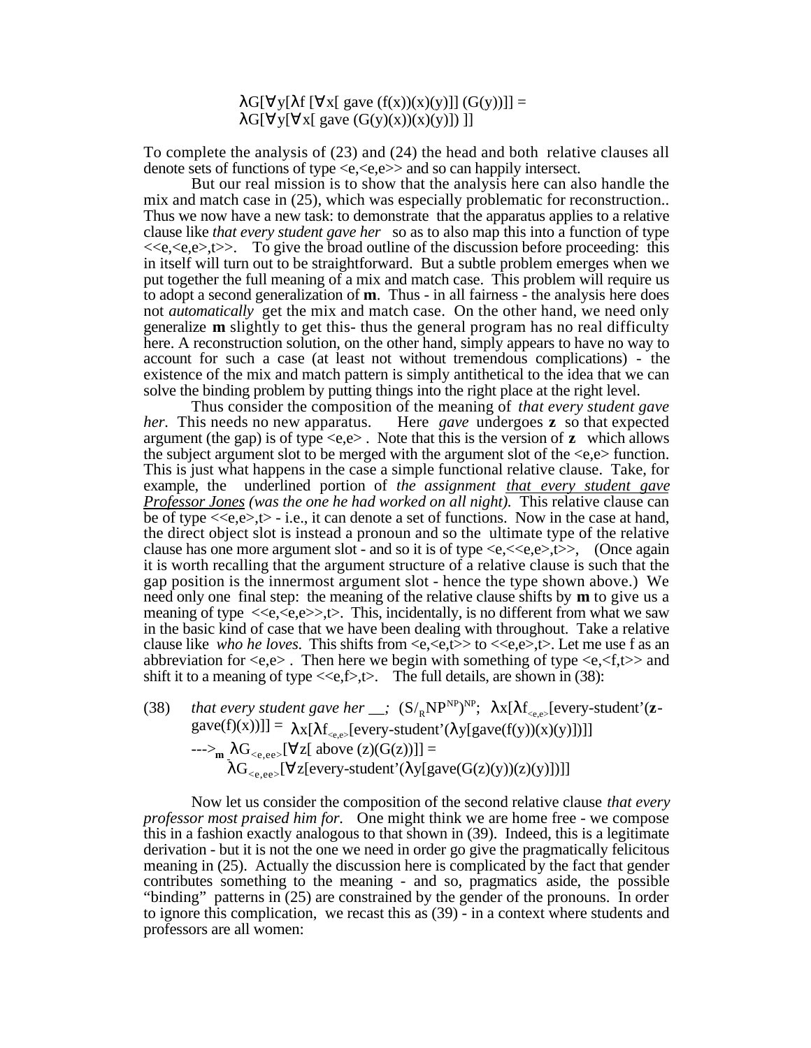$\lambda G[\forall y[\lambda f [\forall x[\text{ gave } (f(x))(x)(y)]] (G(y))]] =$
$\lambda G[\forall y[\forall x[\text{ gave } (G(y)(x))(x)(y)])\ ]]$

To complete the analysis of (23) and (24) the head and both relative clauses all denote sets of functions of type <e,<e,e>> and so can happily intersect.

But our real mission is to show that the analysis here can also handle the mix and match case in (25), which was especially problematic for reconstruction.. Thus we now have a new task: to demonstrate that the apparatus applies to a relative clause like *that every student gave her* so as to also map this into a function of type <<e,<e,e>,t>>. To give the broad outline of the discussion before proceeding: this in itself will turn out to be straightforward. But a subtle problem emerges when we put together the full meaning of a mix and match case. This problem will require us to adopt a second generalization of **m**. Thus - in all fairness - the analysis here does not *automatically* get the mix and match case. On the other hand, we need only generalize **m** slightly to get this- thus the general program has no real difficulty here. A reconstruction solution, on the other hand, simply appears to have no way to account for such a case (at least not without tremendous complications) - the existence of the mix and match pattern is simply antithetical to the idea that we can solve the binding problem by putting things into the right place at the right level.

Thus consider the composition of the meaning of *that every student gave her*. This needs no new apparatus. Here *gave* undergoes **z** so that expected argument (the gap) is of type <e,e> . Note that this is the version of **z** which allows the subject argument slot to be merged with the argument slot of the <e,e> function. This is just what happens in the case a simple functional relative clause. Take, for example, the underlined portion of *the assignment that every student gave Professor Jones (was the one he had worked on all night).* This relative clause can be of type <<e,e>,t> - i.e., it can denote a set of functions. Now in the case at hand, the direct object slot is instead a pronoun and so the ultimate type of the relative clause has one more argument slot - and so it is of type <e,<<e,e>,t>>, (Once again it is worth recalling that the argument structure of a relative clause is such that the gap position is the innermost argument slot - hence the type shown above.) We need only one final step: the meaning of the relative clause shifts by **m** to give us a meaning of type <<e,<e,e>>,t>. This, incidentally, is no different from what we saw in the basic kind of case that we have been dealing with throughout. Take a relative clause like *who he loves*. This shifts from <e,<e,t>> to <<e,e>,t>. Let me use f as an abbreviation for <e,e> . Then here we begin with something of type <e,<f,t>> and shift it to a meaning of type <<e,f>,t>. The full details, are shown in (38):

(38) *that every student gave her \_\_;* $(S/_R NP^{NP})^{NP}$; $\lambda x[\lambda f_{<e,e>}[\text{every-student}'(\mathbf{z}\text{-gave}(f)(x))]] = \lambda x[\lambda f_{<e,e>}[\text{every-student}'(\lambda y[\text{gave}(f(y))(x)(y)])]]$
$\text{--->}_{\mathbf{m}}\ \lambda G_{<e,ee>}[\forall z[\text{ above } (z)(G(z))]] =$
$\lambda G_{<e,ee>}[\forall z[\text{every-student}'(\lambda y[\text{gave}(G(z)(y))(z)(y)])]]$

Now let us consider the composition of the second relative clause *that every professor most praised him for*. One might think we are home free - we compose this in a fashion exactly analogous to that shown in (39). Indeed, this is a legitimate derivation - but it is not the one we need in order go give the pragmatically felicitous meaning in (25). Actually the discussion here is complicated by the fact that gender contributes something to the meaning - and so, pragmatics aside, the possible "binding" patterns in (25) are constrained by the gender of the pronouns. In order to ignore this complication, we recast this as (39) - in a context where students and professors are all women: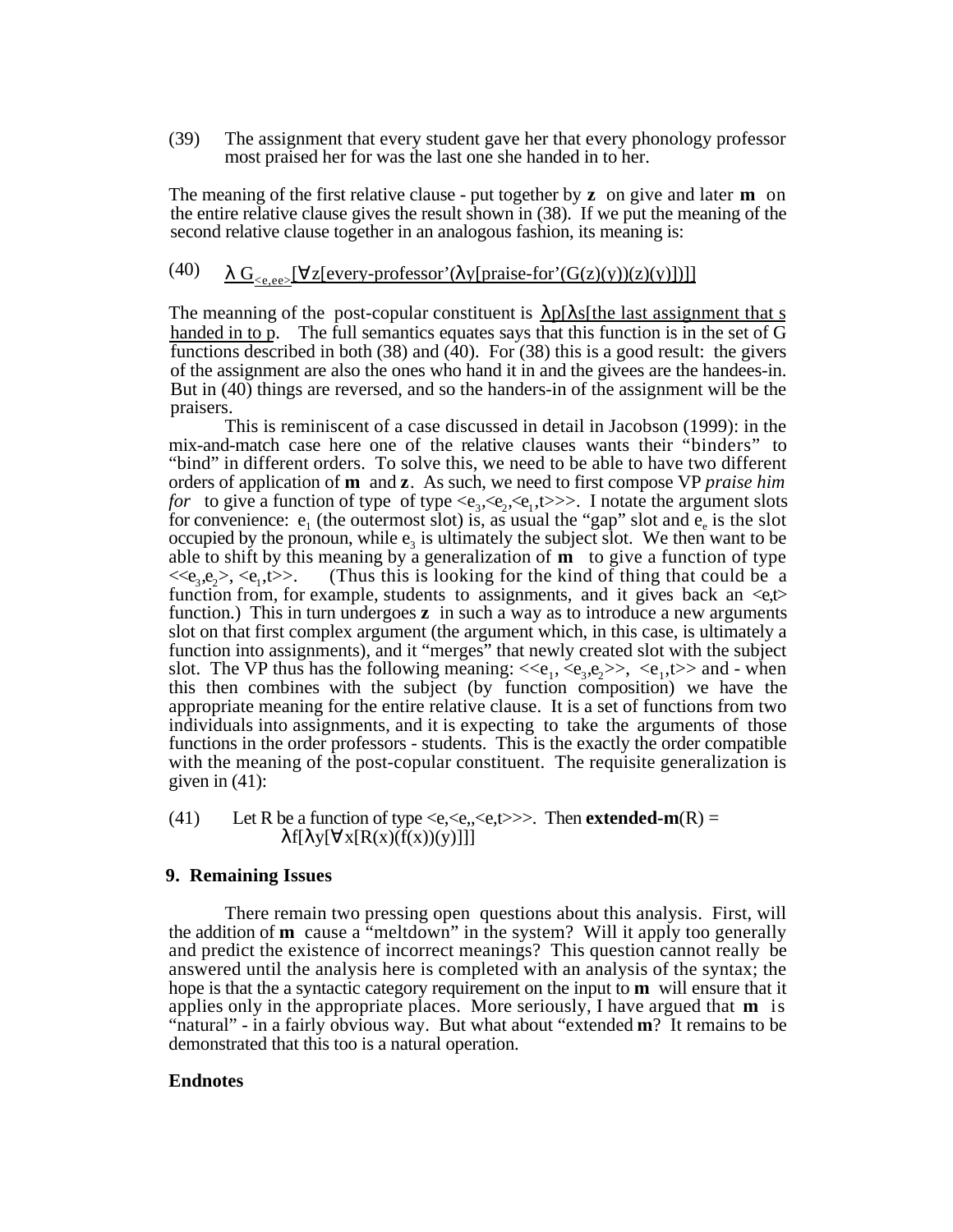(39) The assignment that every student gave her that every phonology professor most praised her for was the last one she handed in to her.

The meaning of the first relative clause - put together by **z** on give and later **m** on the entire relative clause gives the result shown in (38). If we put the meaning of the second relative clause together in an analogous fashion, its meaning is:

(40) $\underline{\lambda G_{<e,ee>}[\forall z[\text{every-professor'}(\lambda y[\text{praise-for'}(G(z)(y))(z)(y)])]]}$

The meanning of the post-copular constituent is $\underline{\lambda p[\lambda s[\text{the last assignment that s handed in to p}}$. The full semantics equates says that this function is in the set of G functions described in both (38) and (40). For (38) this is a good result: the givers of the assignment are also the ones who hand it in and the givees are the handees-in. But in (40) things are reversed, and so the handers-in of the assignment will be the praisers.

This is reminiscent of a case discussed in detail in Jacobson (1999): in the mix-and-match case here one of the relative clauses wants their "binders" to "bind" in different orders. To solve this, we need to be able to have two different orders of application of **m** and **z**. As such, we need to first compose VP *praise him for* to give a function of type of type $<e_3,<e_2,<e_1,t>>>$. I notate the argument slots for convenience: $e_1$ (the outermost slot) is, as usual the "gap" slot and $e_e$ is the slot occupied by the pronoun, while $e_3$ is ultimately the subject slot. We then want to be able to shift by this meaning by a generalization of **m** to give a function of type $<<e_3,e_2>, <e_1,t>>$. (Thus this is looking for the kind of thing that could be a function from, for example, students to assignments, and it gives back an $<e,t>$ function.) This in turn undergoes **z** in such a way as to introduce a new arguments slot on that first complex argument (the argument which, in this case, is ultimately a function into assignments), and it "merges" that newly created slot with the subject slot. The VP thus has the following meaning: $<<e_1, <e_3,e_2>>, <e_1,t>>$ and - when this then combines with the subject (by function composition) we have the appropriate meaning for the entire relative clause. It is a set of functions from two individuals into assignments, and it is expecting to take the arguments of those functions in the order professors - students. This is the exactly the order compatible with the meaning of the post-copular constituent. The requisite generalization is given in (41):

(41) Let R be a function of type $<e,<e,,<e,t>>>$. Then **extended-m**(R) = $\lambda f[\lambda y[\forall x[R(x)(f(x))(y)]]]$

## 9. Remaining Issues

There remain two pressing open questions about this analysis. First, will the addition of **m** cause a "meltdown" in the system? Will it apply too generally and predict the existence of incorrect meanings? This question cannot really be answered until the analysis here is completed with an analysis of the syntax; the hope is that the a syntactic category requirement on the input to **m** will ensure that it applies only in the appropriate places. More seriously, I have argued that **m** is "natural" - in a fairly obvious way. But what about "extended **m**? It remains to be demonstrated that this too is a natural operation.

## Endnotes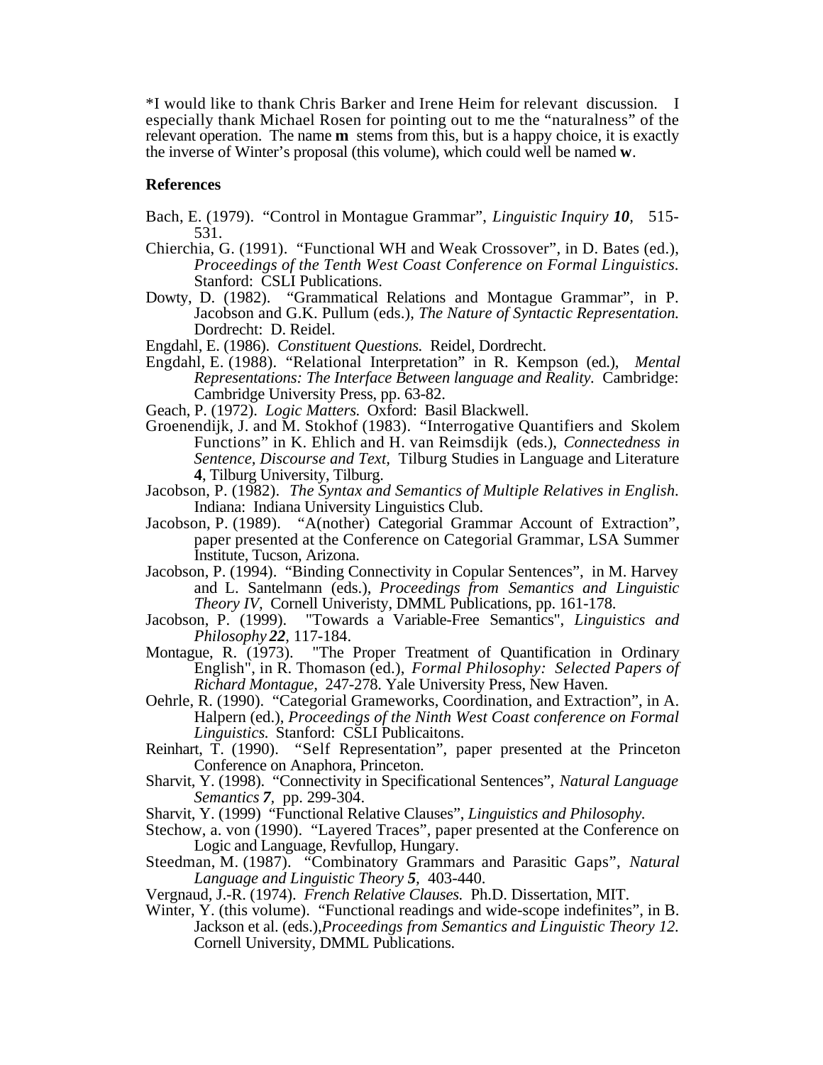*I would like to thank Chris Barker and Irene Heim for relevant discussion. I especially thank Michael Rosen for pointing out to me the "naturalness" of the relevant operation. The name **m** stems from this, but is a happy choice, it is exactly the inverse of Winter's proposal (this volume), which could well be named **w**.

### References

Bach, E. (1979). "Control in Montague Grammar", *Linguistic Inquiry* ***10***, 515-531.

Chierchia, G. (1991). "Functional WH and Weak Crossover", in D. Bates (ed.), *Proceedings of the Tenth West Coast Conference on Formal Linguistics*. Stanford: CSLI Publications.

Dowty, D. (1982). "Grammatical Relations and Montague Grammar", in P. Jacobson and G.K. Pullum (eds.), *The Nature of Syntactic Representation.* Dordrecht: D. Reidel.

Engdahl, E. (1986). *Constituent Questions.* Reidel, Dordrecht.

Engdahl, E. (1988). "Relational Interpretation" in R. Kempson (ed.), *Mental Representations: The Interface Between language and Reality.* Cambridge: Cambridge University Press, pp. 63-82.

Geach, P. (1972). *Logic Matters.* Oxford: Basil Blackwell.

Groenendijk, J. and M. Stokhof (1983). "Interrogative Quantifiers and Skolem Functions" in K. Ehlich and H. van Reimsdijk (eds.), *Connectedness in Sentence, Discourse and Text,* Tilburg Studies in Language and Literature **4**, Tilburg University, Tilburg.

Jacobson, P. (1982). *The Syntax and Semantics of Multiple Relatives in English.* Indiana: Indiana University Linguistics Club.

Jacobson, P. (1989). "A(nother) Categorial Grammar Account of Extraction", paper presented at the Conference on Categorial Grammar, LSA Summer Institute, Tucson, Arizona.

Jacobson, P. (1994). "Binding Connectivity in Copular Sentences", in M. Harvey and L. Santelmann (eds.), *Proceedings from Semantics and Linguistic Theory IV,* Cornell Univeristy, DMML Publications, pp. 161-178.

Jacobson, P. (1999). "Towards a Variable-Free Semantics", *Linguistics and Philosophy* ***22***, 117-184.

Montague, R. (1973). "The Proper Treatment of Quantification in Ordinary English", in R. Thomason (ed.), *Formal Philosophy: Selected Papers of Richard Montague,* 247-278. Yale University Press, New Haven.

Oehrle, R. (1990). "Categorial Grameworks, Coordination, and Extraction", in A. Halpern (ed.), *Proceedings of the Ninth West Coast conference on Formal Linguistics.* Stanford: CSLI Publicaitons.

Reinhart, T. (1990). "Self Representation", paper presented at the Princeton Conference on Anaphora, Princeton.

Sharvit, Y. (1998). "Connectivity in Specificational Sentences", *Natural Language Semantics* ***7***, pp. 299-304.

Sharvit, Y. (1999) "Functional Relative Clauses", *Linguistics and Philosophy.*

Stechow, a. von (1990). "Layered Traces", paper presented at the Conference on Logic and Language, Revfullop, Hungary.

Steedman, M. (1987). "Combinatory Grammars and Parasitic Gaps", *Natural Language and Linguistic Theory* ***5***, 403-440.

Vergnaud, J.-R. (1974). *French Relative Clauses.* Ph.D. Dissertation, MIT.

Winter, Y. (this volume). "Functional readings and wide-scope indefinites", in B. Jackson et al. (eds.),*Proceedings from Semantics and Linguistic Theory 12.* Cornell University, DMML Publications.